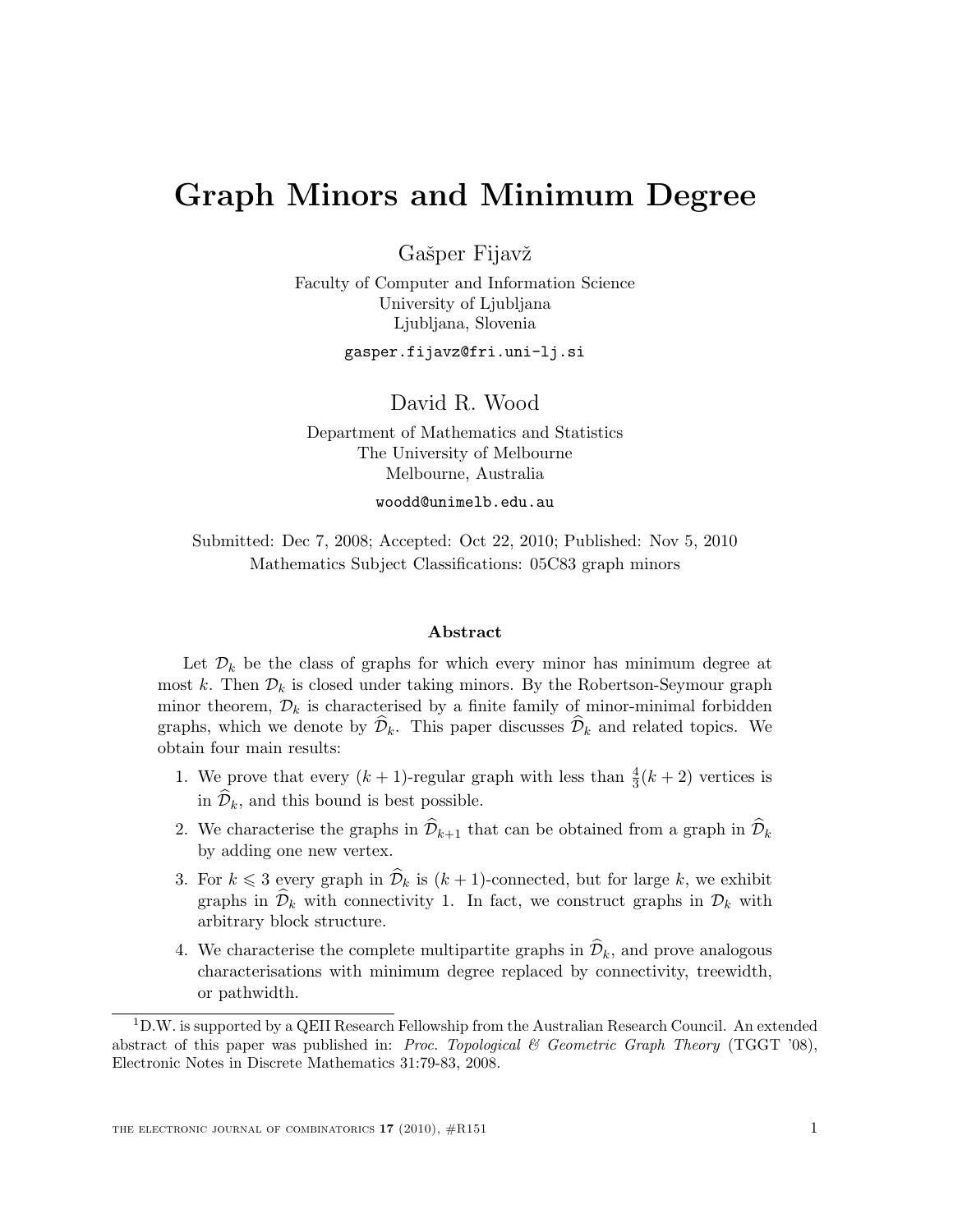# Graph Minors and Minimum Degree

Gašper Fijavž

Faculty of Computer and Information Science
University of Ljubljana
Ljubljana, Slovenia

gasper.fijavz@fri.uni-lj.si

David R. Wood

Department of Mathematics and Statistics
The University of Melbourne
Melbourne, Australia

woodd@unimelb.edu.au

Submitted: Dec 7, 2008; Accepted: Oct 22, 2010; Published: Nov 5, 2010
Mathematics Subject Classifications: 05C83 graph minors

## Abstract

Let $\mathcal{D}_k$ be the class of graphs for which every minor has minimum degree at most $k$. Then $\mathcal{D}_k$ is closed under taking minors. By the Robertson-Seymour graph minor theorem, $\mathcal{D}_k$ is characterised by a finite family of minor-minimal forbidden graphs, which we denote by $\widehat{\mathcal{D}}_k$. This paper discusses $\widehat{\mathcal{D}}_k$ and related topics. We obtain four main results:

1. We prove that every $(k+1)$-regular graph with less than $\frac{4}{3}(k+2)$ vertices is in $\widehat{\mathcal{D}}_k$, and this bound is best possible.
2. We characterise the graphs in $\widehat{\mathcal{D}}_{k+1}$ that can be obtained from a graph in $\widehat{\mathcal{D}}_k$ by adding one new vertex.
3. For $k \leqslant 3$ every graph in $\widehat{\mathcal{D}}_k$ is $(k+1)$-connected, but for large $k$, we exhibit graphs in $\widehat{\mathcal{D}}_k$ with connectivity 1. In fact, we construct graphs in $\mathcal{D}_k$ with arbitrary block structure.
4. We characterise the complete multipartite graphs in $\widehat{\mathcal{D}}_k$, and prove analogous characterisations with minimum degree replaced by connectivity, treewidth, or pathwidth.

[1]D.W. is supported by a QEII Research Fellowship from the Australian Research Council. An extended abstract of this paper was published in: *Proc. Topological & Geometric Graph Theory* (TGGT '08), Electronic Notes in Discrete Mathematics 31:79-83, 2008.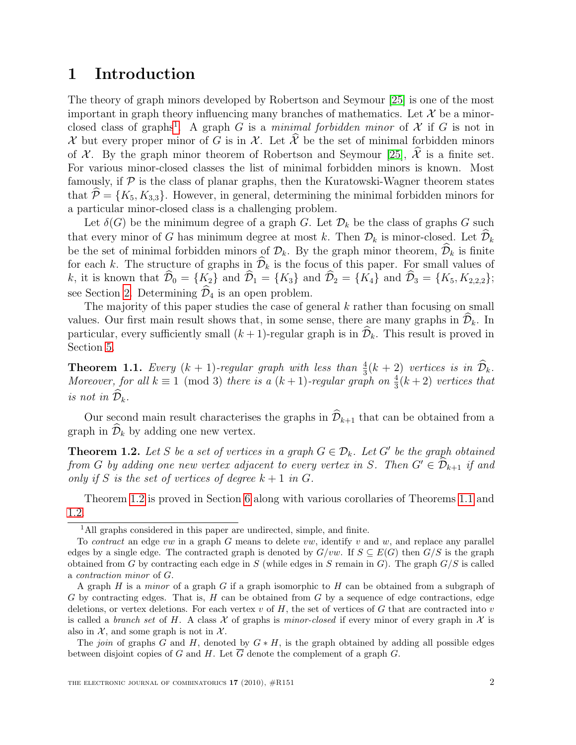# 1 Introduction

The theory of graph minors developed by Robertson and Seymour [25] is one of the most important in graph theory influencing many branches of mathematics. Let $\mathcal{X}$ be a minor-closed class of graphs[1]. A graph $G$ is a *minimal forbidden minor* of $\mathcal{X}$ if $G$ is not in $\mathcal{X}$ but every proper minor of $G$ is in $\mathcal{X}$. Let $\widehat{\mathcal{X}}$ be the set of minimal forbidden minors of $\mathcal{X}$. By the graph minor theorem of Robertson and Seymour [25], $\widehat{\mathcal{X}}$ is a finite set. For various minor-closed classes the list of minimal forbidden minors is known. Most famously, if $\mathcal{P}$ is the class of planar graphs, then the Kuratowski-Wagner theorem states that $\widehat{\mathcal{P}} = \{K_5, K_{3,3}\}$. However, in general, determining the minimal forbidden minors for a particular minor-closed class is a challenging problem.

Let $\delta(G)$ be the minimum degree of a graph $G$. Let $\mathcal{D}_k$ be the class of graphs $G$ such that every minor of $G$ has minimum degree at most $k$. Then $\mathcal{D}_k$ is minor-closed. Let $\widehat{\mathcal{D}}_k$ be the set of minimal forbidden minors of $\mathcal{D}_k$. By the graph minor theorem, $\widehat{\mathcal{D}}_k$ is finite for each $k$. The structure of graphs in $\widehat{\mathcal{D}}_k$ is the focus of this paper. For small values of $k$, it is known that $\widehat{\mathcal{D}}_0 = \{K_2\}$ and $\widehat{\mathcal{D}}_1 = \{K_3\}$ and $\widehat{\mathcal{D}}_2 = \{K_4\}$ and $\widehat{\mathcal{D}}_3 = \{K_5, K_{2,2,2}\}$; see Section 2. Determining $\widehat{\mathcal{D}}_4$ is an open problem.

The majority of this paper studies the case of general $k$ rather than focusing on small values. Our first main result shows that, in some sense, there are many graphs in $\widehat{\mathcal{D}}_k$. In particular, every sufficiently small $(k+1)$-regular graph is in $\widehat{\mathcal{D}}_k$. This result is proved in Section 5.

**Theorem 1.1.** *Every $(k+1)$-regular graph with less than $\frac{4}{3}(k+2)$ vertices is in $\widehat{\mathcal{D}}_k$. Moreover, for all $k \equiv 1 \pmod 3$ there is a $(k+1)$-regular graph on $\frac{4}{3}(k+2)$ vertices that is not in $\widehat{\mathcal{D}}_k$.*

Our second main result characterises the graphs in $\widehat{\mathcal{D}}_{k+1}$ that can be obtained from a graph in $\widehat{\mathcal{D}}_k$ by adding one new vertex.

**Theorem 1.2.** *Let $S$ be a set of vertices in a graph $G \in \mathcal{D}_k$. Let $G'$ be the graph obtained from $G$ by adding one new vertex adjacent to every vertex in $S$. Then $G' \in \widehat{\mathcal{D}}_{k+1}$ if and only if $S$ is the set of vertices of degree $k+1$ in $G$.*

Theorem 1.2 is proved in Section 6 along with various corollaries of Theorems 1.1 and 1.2.

---

[1]All graphs considered in this paper are undirected, simple, and finite.

To *contract* an edge $vw$ in a graph $G$ means to delete $vw$, identify $v$ and $w$, and replace any parallel edges by a single edge. The contracted graph is denoted by $G/vw$. If $S \subseteq E(G)$ then $G/S$ is the graph obtained from $G$ by contracting each edge in $S$ (while edges in $S$ remain in $G$). The graph $G/S$ is called a *contraction minor* of $G$.

A graph $H$ is a *minor* of a graph $G$ if a graph isomorphic to $H$ can be obtained from a subgraph of $G$ by contracting edges. That is, $H$ can be obtained from $G$ by a sequence of edge contractions, edge deletions, or vertex deletions. For each vertex $v$ of $H$, the set of vertices of $G$ that are contracted into $v$ is called a *branch set* of $H$. A class $\mathcal{X}$ of graphs is *minor-closed* if every minor of every graph in $\mathcal{X}$ is also in $\mathcal{X}$, and some graph is not in $\mathcal{X}$.

The *join* of graphs $G$ and $H$, denoted by $G * H$, is the graph obtained by adding all possible edges between disjoint copies of $G$ and $H$. Let $\overline{G}$ denote the complement of a graph $G$.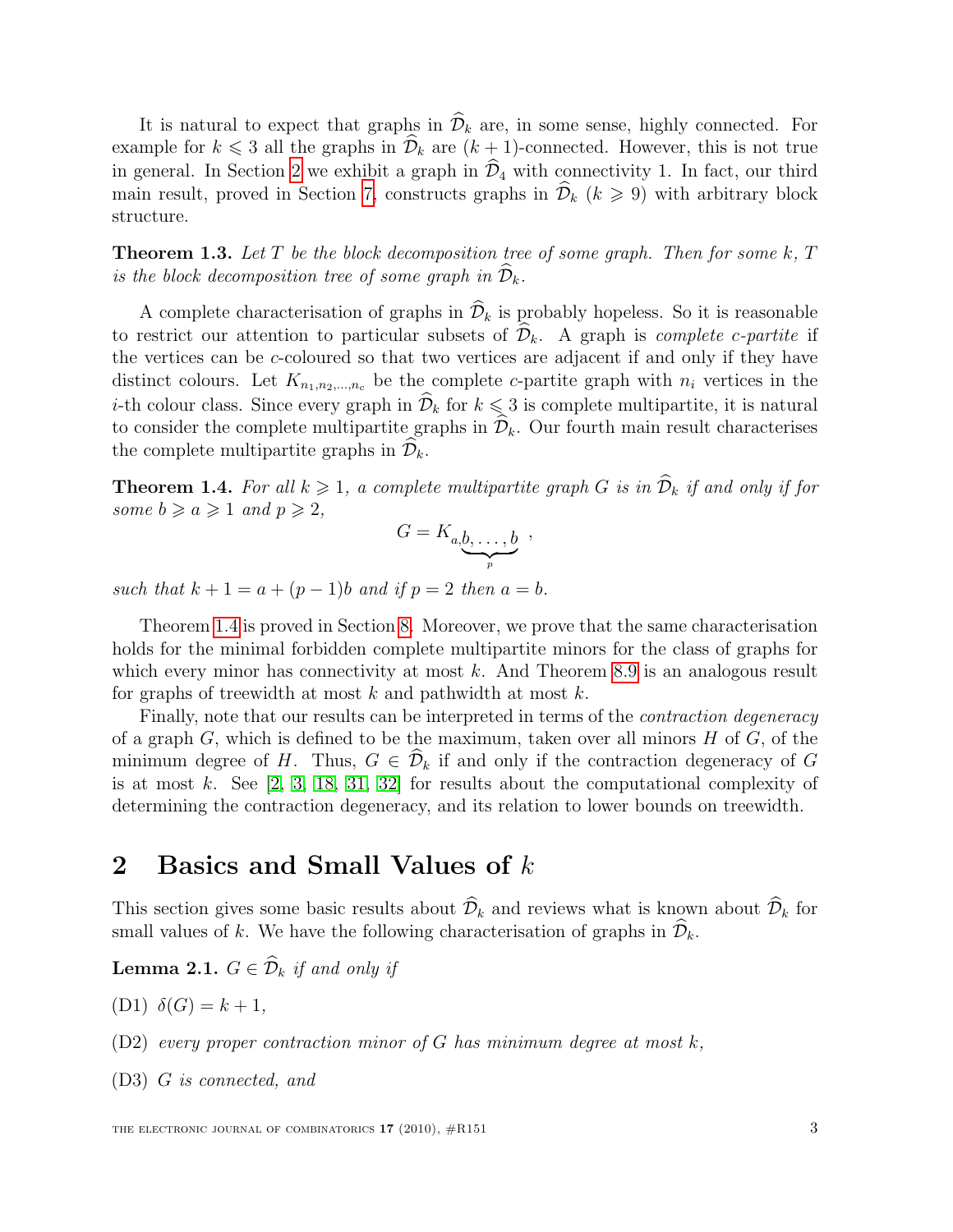It is natural to expect that graphs in $\widehat{\mathcal{D}}_k$ are, in some sense, highly connected. For example for $k \leqslant 3$ all the graphs in $\widehat{\mathcal{D}}_k$ are $(k+1)$-connected. However, this is not true in general. In Section 2 we exhibit a graph in $\widehat{\mathcal{D}}_4$ with connectivity 1. In fact, our third main result, proved in Section 7, constructs graphs in $\widehat{\mathcal{D}}_k$ ($k \geqslant 9$) with arbitrary block structure.

**Theorem 1.3.** *Let $T$ be the block decomposition tree of some graph. Then for some $k$, $T$ is the block decomposition tree of some graph in $\widehat{\mathcal{D}}_k$.*

A complete characterisation of graphs in $\widehat{\mathcal{D}}_k$ is probably hopeless. So it is reasonable to restrict our attention to particular subsets of $\widehat{\mathcal{D}}_k$. A graph is *complete $c$-partite* if the vertices can be $c$-coloured so that two vertices are adjacent if and only if they have distinct colours. Let $K_{n_1,n_2,\dots,n_c}$ be the complete $c$-partite graph with $n_i$ vertices in the $i$-th colour class. Since every graph in $\widehat{\mathcal{D}}_k$ for $k \leqslant 3$ is complete multipartite, it is natural to consider the complete multipartite graphs in $\widehat{\mathcal{D}}_k$. Our fourth main result characterises the complete multipartite graphs in $\widehat{\mathcal{D}}_k$.

**Theorem 1.4.** *For all $k \geqslant 1$, a complete multipartite graph $G$ is in $\widehat{\mathcal{D}}_k$ if and only if for some $b \geqslant a \geqslant 1$ and $p \geqslant 2$,*

$$G = K_{a,\underbrace{b,\dots,b}_{p}},$$

*such that $k+1 = a + (p-1)b$ and if $p = 2$ then $a = b$.*

Theorem 1.4 is proved in Section 8. Moreover, we prove that the same characterisation holds for the minimal forbidden complete multipartite minors for the class of graphs for which every minor has connectivity at most $k$. And Theorem 8.9 is an analogous result for graphs of treewidth at most $k$ and pathwidth at most $k$.

Finally, note that our results can be interpreted in terms of the *contraction degeneracy* of a graph $G$, which is defined to be the maximum, taken over all minors $H$ of $G$, of the minimum degree of $H$. Thus, $G \in \widehat{\mathcal{D}}_k$ if and only if the contraction degeneracy of $G$ is at most $k$. See [2, 3, 18, 31, 32] for results about the computational complexity of determining the contraction degeneracy, and its relation to lower bounds on treewidth.

## 2 Basics and Small Values of $k$

This section gives some basic results about $\widehat{\mathcal{D}}_k$ and reviews what is known about $\widehat{\mathcal{D}}_k$ for small values of $k$. We have the following characterisation of graphs in $\widehat{\mathcal{D}}_k$.

**Lemma 2.1.** *$G \in \widehat{\mathcal{D}}_k$ if and only if*

(D1) *$\delta(G) = k + 1$,*

(D2) *every proper contraction minor of $G$ has minimum degree at most $k$,*

(D3) *$G$ is connected, and*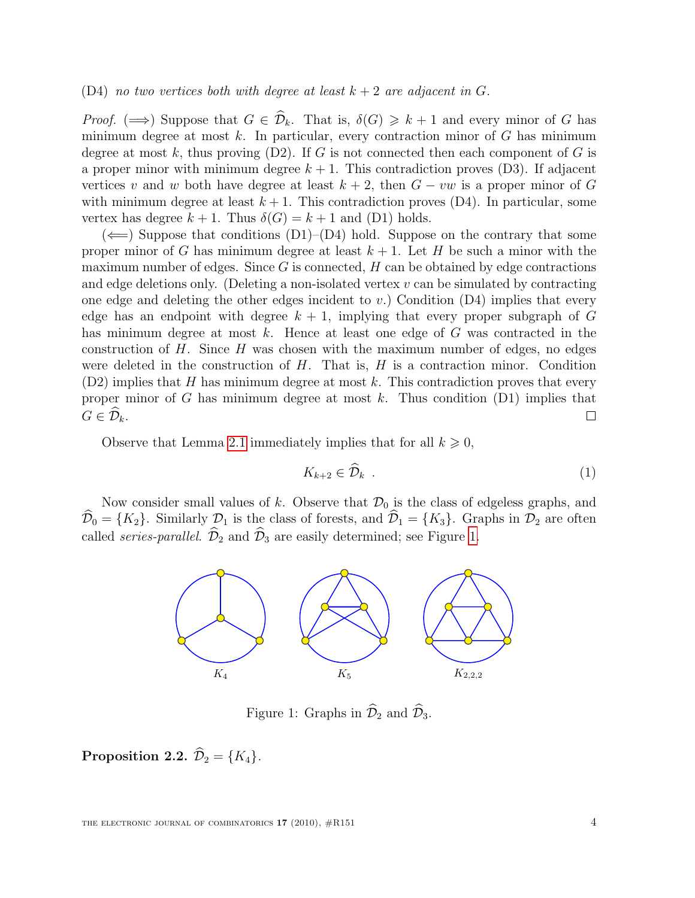(D4) *no two vertices both with degree at least $k+2$ are adjacent in $G$.*

*Proof.* ($\Longrightarrow$) Suppose that $G \in \widehat{\mathcal{D}}_k$. That is, $\delta(G) \geqslant k+1$ and every minor of $G$ has minimum degree at most $k$. In particular, every contraction minor of $G$ has minimum degree at most $k$, thus proving (D2). If $G$ is not connected then each component of $G$ is a proper minor with minimum degree $k+1$. This contradiction proves (D3). If adjacent vertices $v$ and $w$ both have degree at least $k+2$, then $G - vw$ is a proper minor of $G$ with minimum degree at least $k+1$. This contradiction proves (D4). In particular, some vertex has degree $k+1$. Thus $\delta(G) = k+1$ and (D1) holds.

($\Longleftarrow$) Suppose that conditions (D1)–(D4) hold. Suppose on the contrary that some proper minor of $G$ has minimum degree at least $k+1$. Let $H$ be such a minor with the maximum number of edges. Since $G$ is connected, $H$ can be obtained by edge contractions and edge deletions only. (Deleting a non-isolated vertex $v$ can be simulated by contracting one edge and deleting the other edges incident to $v$.) Condition (D4) implies that every edge has an endpoint with degree $k+1$, implying that every proper subgraph of $G$ has minimum degree at most $k$. Hence at least one edge of $G$ was contracted in the construction of $H$. Since $H$ was chosen with the maximum number of edges, no edges were deleted in the construction of $H$. That is, $H$ is a contraction minor. Condition (D2) implies that $H$ has minimum degree at most $k$. This contradiction proves that every proper minor of $G$ has minimum degree at most $k$. Thus condition (D1) implies that $G \in \widehat{\mathcal{D}}_k$. □

Observe that Lemma 2.1 immediately implies that for all $k \geqslant 0$,

$$K_{k+2} \in \widehat{\mathcal{D}}_k \quad . \tag{1}$$

Now consider small values of $k$. Observe that $\mathcal{D}_0$ is the class of edgeless graphs, and $\widehat{\mathcal{D}}_0 = \{K_2\}$. Similarly $\mathcal{D}_1$ is the class of forests, and $\widehat{\mathcal{D}}_1 = \{K_3\}$. Graphs in $\mathcal{D}_2$ are often called *series-parallel*. $\widehat{\mathcal{D}}_2$ and $\widehat{\mathcal{D}}_3$ are easily determined; see Figure 1.

$K_4$ $K_5$ $K_{2,2,2}$

Figure 1: Graphs in $\widehat{\mathcal{D}}_2$ and $\widehat{\mathcal{D}}_3$.

**Proposition 2.2.** $\widehat{\mathcal{D}}_2 = \{K_4\}$.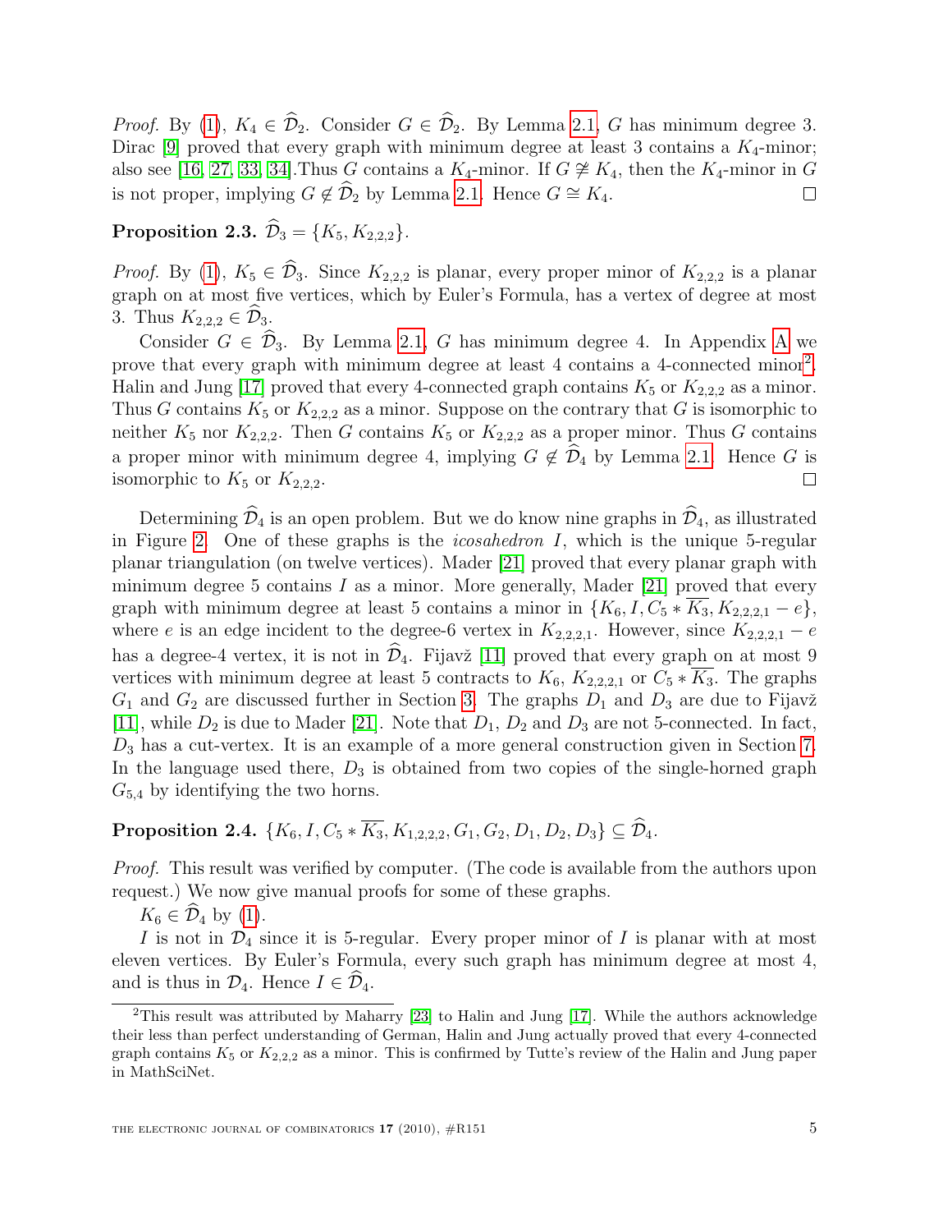*Proof.* By (1), $K_4 \in \widehat{\mathcal{D}}_2$. Consider $G \in \widehat{\mathcal{D}}_2$. By Lemma 2.1, $G$ has minimum degree 3. Dirac [9] proved that every graph with minimum degree at least 3 contains a $K_4$-minor; also see [16, 27, 33, 34].Thus $G$ contains a $K_4$-minor. If $G \not\cong K_4$, then the $K_4$-minor in $G$ is not proper, implying $G \not\in \widehat{\mathcal{D}}_2$ by Lemma 2.1. Hence $G \cong K_4$. □

**Proposition 2.3.** $\widehat{\mathcal{D}}_3 = \{K_5, K_{2,2,2}\}$.

*Proof.* By (1), $K_5 \in \widehat{\mathcal{D}}_3$. Since $K_{2,2,2}$ is planar, every proper minor of $K_{2,2,2}$ is a planar graph on at most five vertices, which by Euler's Formula, has a vertex of degree at most 3. Thus $K_{2,2,2} \in \widehat{\mathcal{D}}_3$.

Consider $G \in \widehat{\mathcal{D}}_3$. By Lemma 2.1, $G$ has minimum degree 4. In Appendix A we prove that every graph with minimum degree at least 4 contains a 4-connected minor[2]. Halin and Jung [17] proved that every 4-connected graph contains $K_5$ or $K_{2,2,2}$ as a minor. Thus $G$ contains $K_5$ or $K_{2,2,2}$ as a minor. Suppose on the contrary that $G$ is isomorphic to neither $K_5$ nor $K_{2,2,2}$. Then $G$ contains $K_5$ or $K_{2,2,2}$ as a proper minor. Thus $G$ contains a proper minor with minimum degree 4, implying $G \not\in \widehat{\mathcal{D}}_4$ by Lemma 2.1. Hence $G$ is isomorphic to $K_5$ or $K_{2,2,2}$. □

Determining $\widehat{\mathcal{D}}_4$ is an open problem. But we do know nine graphs in $\widehat{\mathcal{D}}_4$, as illustrated in Figure 2. One of these graphs is the *icosahedron* $I$, which is the unique 5-regular planar triangulation (on twelve vertices). Mader [21] proved that every planar graph with minimum degree 5 contains $I$ as a minor. More generally, Mader [21] proved that every graph with minimum degree at least 5 contains a minor in $\{K_6, I, C_5 * \overline{K_3}, K_{2,2,2,1} - e\}$, where $e$ is an edge incident to the degree-6 vertex in $K_{2,2,2,1}$. However, since $K_{2,2,2,1} - e$ has a degree-4 vertex, it is not in $\widehat{\mathcal{D}}_4$. Fijavž [11] proved that every graph on at most 9 vertices with minimum degree at least 5 contracts to $K_6$, $K_{2,2,2,1}$ or $C_5 * \overline{K_3}$. The graphs $G_1$ and $G_2$ are discussed further in Section 3. The graphs $D_1$ and $D_3$ are due to Fijavž [11], while $D_2$ is due to Mader [21]. Note that $D_1$, $D_2$ and $D_3$ are not 5-connected. In fact, $D_3$ has a cut-vertex. It is an example of a more general construction given in Section 7. In the language used there, $D_3$ is obtained from two copies of the single-horned graph $G_{5,4}$ by identifying the two horns.

**Proposition 2.4.** $\{K_6, I, C_5 * \overline{K_3}, K_{1,2,2,2}, G_1, G_2, D_1, D_2, D_3\} \subseteq \widehat{\mathcal{D}}_4$.

*Proof.* This result was verified by computer. (The code is available from the authors upon request.) We now give manual proofs for some of these graphs.

$K_6 \in \widehat{\mathcal{D}}_4$ by (1).

$I$ is not in $\mathcal{D}_4$ since it is 5-regular. Every proper minor of $I$ is planar with at most eleven vertices. By Euler's Formula, every such graph has minimum degree at most 4, and is thus in $\mathcal{D}_4$. Hence $I \in \widehat{\mathcal{D}}_4$.

[2]This result was attributed by Maharry [23] to Halin and Jung [17]. While the authors acknowledge their less than perfect understanding of German, Halin and Jung actually proved that every 4-connected graph contains $K_5$ or $K_{2,2,2}$ as a minor. This is confirmed by Tutte's review of the Halin and Jung paper in MathSciNet.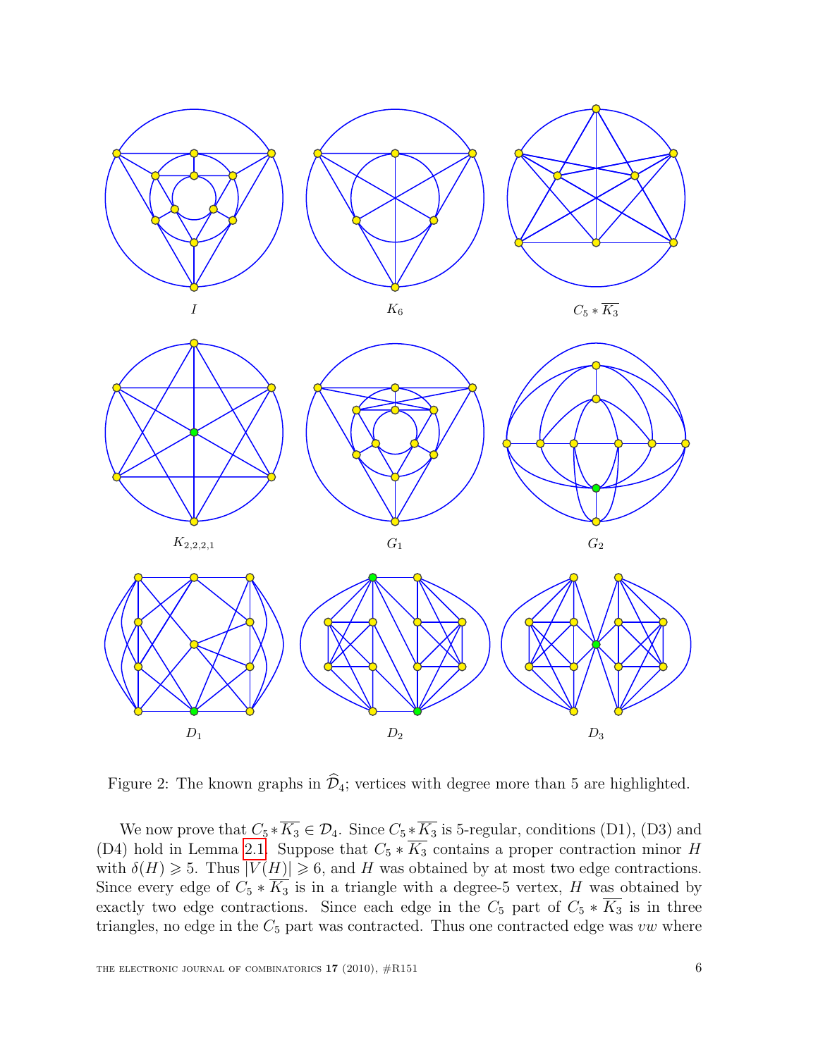$I$

$K_6$

$C_5 * \overline{K_3}$

$K_{2,2,2,1}$

$G_1$

$G_2$

$D_1$

$D_2$

$D_3$

Figure 2: The known graphs in $\widehat{\mathcal{D}}_4$; vertices with degree more than 5 are highlighted.

We now prove that $C_5 * \overline{K_3} \in \mathcal{D}_4$. Since $C_5 * \overline{K_3}$ is 5-regular, conditions (D1), (D3) and (D4) hold in Lemma 2.1. Suppose that $C_5 * \overline{K_3}$ contains a proper contraction minor $H$ with $\delta(H) \geqslant 5$. Thus $|V(H)| \geqslant 6$, and $H$ was obtained by at most two edge contractions. Since every edge of $C_5 * \overline{K_3}$ is in a triangle with a degree-5 vertex, $H$ was obtained by exactly two edge contractions. Since each edge in the $C_5$ part of $C_5 * \overline{K_3}$ is in three triangles, no edge in the $C_5$ part was contracted. Thus one contracted edge was $vw$ where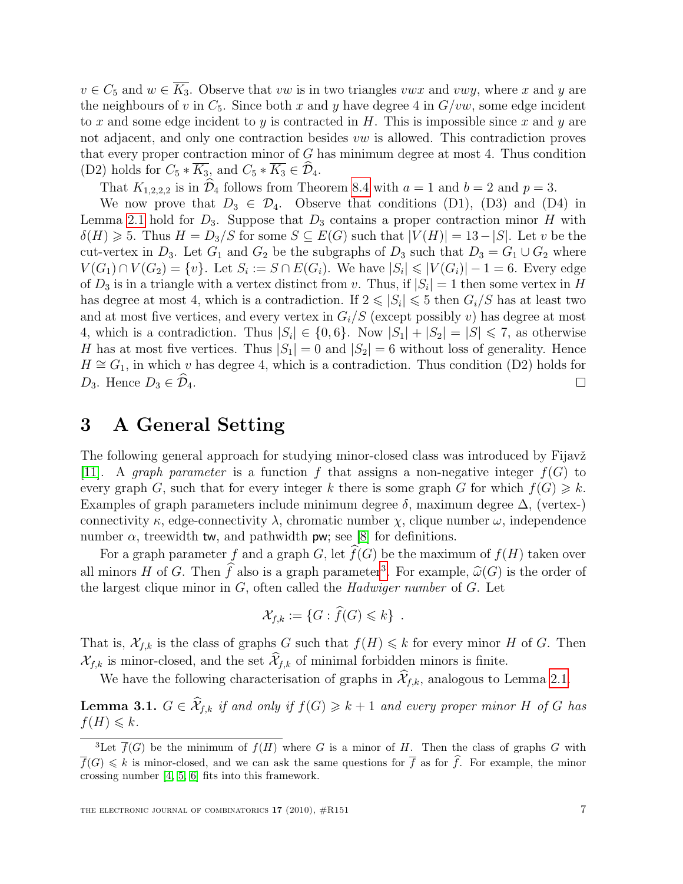$v \in C_5$ and $w \in \overline{K_3}$. Observe that $vw$ is in two triangles $vwx$ and $vwy$, where $x$ and $y$ are the neighbours of $v$ in $C_5$. Since both $x$ and $y$ have degree 4 in $G/vw$, some edge incident to $x$ and some edge incident to $y$ is contracted in $H$. This is impossible since $x$ and $y$ are not adjacent, and only one contraction besides $vw$ is allowed. This contradiction proves that every proper contraction minor of $G$ has minimum degree at most 4. Thus condition (D2) holds for $C_5 * \overline{K_3}$, and $C_5 * \overline{K_3} \in \widehat{\mathcal{D}}_4$.

That $K_{1,2,2,2}$ is in $\widehat{\mathcal{D}}_4$ follows from Theorem 8.4 with $a = 1$ and $b = 2$ and $p = 3$.

We now prove that $D_3 \in \mathcal{D}_4$. Observe that conditions (D1), (D3) and (D4) in Lemma 2.1 hold for $D_3$. Suppose that $D_3$ contains a proper contraction minor $H$ with $\delta(H) \geqslant 5$. Thus $H = D_3/S$ for some $S \subseteq E(G)$ such that $|V(H)| = 13 - |S|$. Let $v$ be the cut-vertex in $D_3$. Let $G_1$ and $G_2$ be the subgraphs of $D_3$ such that $D_3 = G_1 \cup G_2$ where $V(G_1) \cap V(G_2) = \{v\}$. Let $S_i := S \cap E(G_i)$. We have $|S_i| \leqslant |V(G_i)| - 1 = 6$. Every edge of $D_3$ is in a triangle with a vertex distinct from $v$. Thus, if $|S_i| = 1$ then some vertex in $H$ has degree at most 4, which is a contradiction. If $2 \leqslant |S_i| \leqslant 5$ then $G_i/S$ has at least two and at most five vertices, and every vertex in $G_i/S$ (except possibly $v$) has degree at most 4, which is a contradiction. Thus $|S_i| \in \{0, 6\}$. Now $|S_1| + |S_2| = |S| \leqslant 7$, as otherwise $H$ has at most five vertices. Thus $|S_1| = 0$ and $|S_2| = 6$ without loss of generality. Hence $H \cong G_1$, in which $v$ has degree 4, which is a contradiction. Thus condition (D2) holds for $D_3$. Hence $D_3 \in \widehat{\mathcal{D}}_4$. $\square$

## 3 A General Setting

The following general approach for studying minor-closed class was introduced by Fijavž [11]. A *graph parameter* is a function $f$ that assigns a non-negative integer $f(G)$ to every graph $G$, such that for every integer $k$ there is some graph $G$ for which $f(G) \geqslant k$. Examples of graph parameters include minimum degree $\delta$, maximum degree $\Delta$, (vertex-) connectivity $\kappa$, edge-connectivity $\lambda$, chromatic number $\chi$, clique number $\omega$, independence number $\alpha$, treewidth $\mathsf{tw}$, and pathwidth $\mathsf{pw}$; see [8] for definitions.

For a graph parameter $f$ and a graph $G$, let $\widehat{f}(G)$ be the maximum of $f(H)$ taken over all minors $H$ of $G$. Then $\widehat{f}$ also is a graph parameter[3]. For example, $\widehat{\omega}(G)$ is the order of the largest clique minor in $G$, often called the *Hadwiger number* of $G$. Let

$$\mathcal{X}_{f,k} := \{G : \widehat{f}(G) \leqslant k\} \ .$$

That is, $\mathcal{X}_{f,k}$ is the class of graphs $G$ such that $f(H) \leqslant k$ for every minor $H$ of $G$. Then $\mathcal{X}_{f,k}$ is minor-closed, and the set $\widehat{\mathcal{X}}_{f,k}$ of minimal forbidden minors is finite.

We have the following characterisation of graphs in $\widehat{\mathcal{X}}_{f,k}$, analogous to Lemma 2.1.

**Lemma 3.1.** *$G \in \widehat{\mathcal{X}}_{f,k}$ if and only if $f(G) \geqslant k + 1$ and every proper minor $H$ of $G$ has $f(H) \leqslant k$.*

[3] Let $\overline{f}(G)$ be the minimum of $f(H)$ where $G$ is a minor of $H$. Then the class of graphs $G$ with $\overline{f}(G) \leqslant k$ is minor-closed, and we can ask the same questions for $\overline{f}$ as for $\widehat{f}$. For example, the minor crossing number [4, 5, 6] fits into this framework.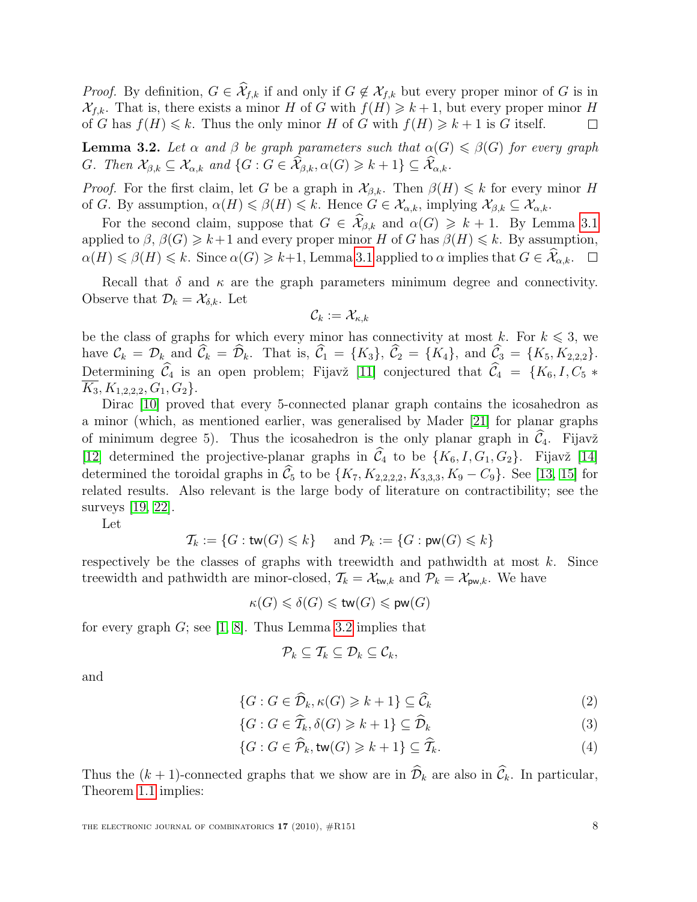*Proof.* By definition, $G \in \widehat{\mathcal{X}}_{f,k}$ if and only if $G \notin \mathcal{X}_{f,k}$ but every proper minor of $G$ is in $\mathcal{X}_{f,k}$. That is, there exists a minor $H$ of $G$ with $f(H) \geqslant k+1$, but every proper minor $H$ of $G$ has $f(H) \leqslant k$. Thus the only minor $H$ of $G$ with $f(H) \geqslant k+1$ is $G$ itself. □

**Lemma 3.2.** *Let $\alpha$ and $\beta$ be graph parameters such that $\alpha(G) \leqslant \beta(G)$ for every graph $G$. Then $\mathcal{X}_{\beta,k} \subseteq \mathcal{X}_{\alpha,k}$ and $\{G : G \in \widehat{\mathcal{X}}_{\beta,k}, \alpha(G) \geqslant k+1\} \subseteq \widehat{\mathcal{X}}_{\alpha,k}$.*

*Proof.* For the first claim, let $G$ be a graph in $\mathcal{X}_{\beta,k}$. Then $\beta(H) \leqslant k$ for every minor $H$ of $G$. By assumption, $\alpha(H) \leqslant \beta(H) \leqslant k$. Hence $G \in \mathcal{X}_{\alpha,k}$, implying $\mathcal{X}_{\beta,k} \subseteq \mathcal{X}_{\alpha,k}$.

For the second claim, suppose that $G \in \widehat{\mathcal{X}}_{\beta,k}$ and $\alpha(G) \geqslant k+1$. By Lemma 3.1 applied to $\beta$, $\beta(G) \geqslant k+1$ and every proper minor $H$ of $G$ has $\beta(H) \leqslant k$. By assumption, $\alpha(H) \leqslant \beta(H) \leqslant k$. Since $\alpha(G) \geqslant k+1$, Lemma 3.1 applied to $\alpha$ implies that $G \in \widehat{\mathcal{X}}_{\alpha,k}$. □

Recall that $\delta$ and $\kappa$ are the graph parameters minimum degree and connectivity. Observe that $\mathcal{D}_k = \mathcal{X}_{\delta,k}$. Let

$$\mathcal{C}_k := \mathcal{X}_{\kappa,k}$$

be the class of graphs for which every minor has connectivity at most $k$. For $k \leqslant 3$, we have $\mathcal{C}_k = \mathcal{D}_k$ and $\widehat{\mathcal{C}}_k = \widehat{\mathcal{D}}_k$. That is, $\widehat{\mathcal{C}}_1 = \{K_3\}$, $\widehat{\mathcal{C}}_2 = \{K_4\}$, and $\widehat{\mathcal{C}}_3 = \{K_5, K_{2,2,2}\}$. Determining $\widehat{\mathcal{C}}_4$ is an open problem; Fijavž [11] conjectured that $\widehat{\mathcal{C}}_4 = \{K_6, I, C_5 * \overline{K_3}, K_{1,2,2,2}, G_1, G_2\}$.

Dirac [10] proved that every 5-connected planar graph contains the icosahedron as a minor (which, as mentioned earlier, was generalised by Mader [21] for planar graphs of minimum degree 5). Thus the icosahedron is the only planar graph in $\widehat{\mathcal{C}}_4$. Fijavž [12] determined the projective-planar graphs in $\widehat{\mathcal{C}}_4$ to be $\{K_6, I, G_1, G_2\}$. Fijavž [14] determined the toroidal graphs in $\widehat{\mathcal{C}}_5$ to be $\{K_7, K_{2,2,2,2}, K_{3,3,3}, K_9 - C_9\}$. See [13, 15] for related results. Also relevant is the large body of literature on contractibility; see the surveys [19, 22].

Let

$$\mathcal{T}_k := \{G : \mathsf{tw}(G) \leqslant k\} \quad \text{and } \mathcal{P}_k := \{G : \mathsf{pw}(G) \leqslant k\}$$

respectively be the classes of graphs with treewidth and pathwidth at most $k$. Since treewidth and pathwidth are minor-closed, $\mathcal{T}_k = \mathcal{X}_{\mathsf{tw},k}$ and $\mathcal{P}_k = \mathcal{X}_{\mathsf{pw},k}$. We have

$$\kappa(G) \leqslant \delta(G) \leqslant \mathsf{tw}(G) \leqslant \mathsf{pw}(G)$$

for every graph $G$; see [1, 8]. Thus Lemma 3.2 implies that

$$\mathcal{P}_k \subseteq \mathcal{T}_k \subseteq \mathcal{D}_k \subseteq \mathcal{C}_k,$$

and

$$\{G : G \in \widehat{\mathcal{D}}_k, \kappa(G) \geqslant k+1\} \subseteq \widehat{\mathcal{C}}_k \tag{2}$$

$$\{G : G \in \widehat{\mathcal{T}}_k, \delta(G) \geqslant k+1\} \subseteq \widehat{\mathcal{D}}_k \tag{3}$$

$$\{G : G \in \widehat{\mathcal{P}}_k, \mathsf{tw}(G) \geqslant k+1\} \subseteq \widehat{\mathcal{T}}_k. \tag{4}$$

Thus the $(k+1)$-connected graphs that we show are in $\widehat{\mathcal{D}}_k$ are also in $\widehat{\mathcal{C}}_k$. In particular, Theorem 1.1 implies: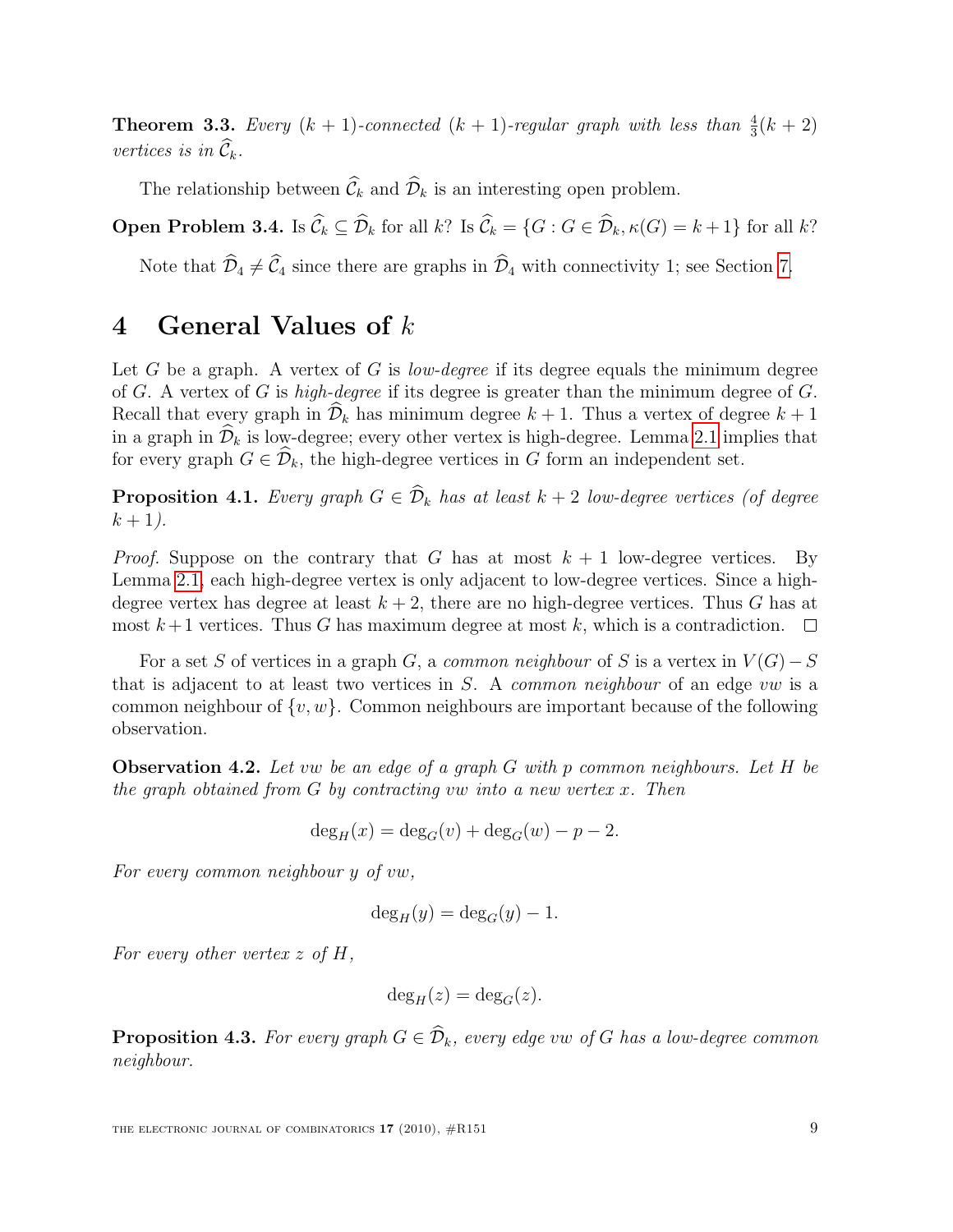**Theorem 3.3.** *Every $(k+1)$-connected $(k+1)$-regular graph with less than $\frac{4}{3}(k+2)$ vertices is in $\widehat{\mathcal{C}}_k$.*

The relationship between $\widehat{\mathcal{C}}_k$ and $\widehat{\mathcal{D}}_k$ is an interesting open problem.

**Open Problem 3.4.** Is $\widehat{\mathcal{C}}_k \subseteq \widehat{\mathcal{D}}_k$ for all $k$? Is $\widehat{\mathcal{C}}_k = \{G : G \in \widehat{\mathcal{D}}_k, \kappa(G) = k+1\}$ for all $k$?

Note that $\widehat{\mathcal{D}}_4 \neq \widehat{\mathcal{C}}_4$ since there are graphs in $\widehat{\mathcal{D}}_4$ with connectivity 1; see Section 7.

# 4 General Values of $k$

Let $G$ be a graph. A vertex of $G$ is *low-degree* if its degree equals the minimum degree of $G$. A vertex of $G$ is *high-degree* if its degree is greater than the minimum degree of $G$. Recall that every graph in $\widehat{\mathcal{D}}_k$ has minimum degree $k+1$. Thus a vertex of degree $k+1$ in a graph in $\widehat{\mathcal{D}}_k$ is low-degree; every other vertex is high-degree. Lemma 2.1 implies that for every graph $G \in \widehat{\mathcal{D}}_k$, the high-degree vertices in $G$ form an independent set.

**Proposition 4.1.** *Every graph $G \in \widehat{\mathcal{D}}_k$ has at least $k+2$ low-degree vertices (of degree $k+1$).*

*Proof.* Suppose on the contrary that $G$ has at most $k+1$ low-degree vertices. By Lemma 2.1, each high-degree vertex is only adjacent to low-degree vertices. Since a high-degree vertex has degree at least $k+2$, there are no high-degree vertices. Thus $G$ has at most $k+1$ vertices. Thus $G$ has maximum degree at most $k$, which is a contradiction. $\square$

For a set $S$ of vertices in a graph $G$, a *common neighbour* of $S$ is a vertex in $V(G) - S$ that is adjacent to at least two vertices in $S$. A *common neighbour* of an edge $vw$ is a common neighbour of $\{v, w\}$. Common neighbours are important because of the following observation.

**Observation 4.2.** *Let $vw$ be an edge of a graph $G$ with $p$ common neighbours. Let $H$ be the graph obtained from $G$ by contracting $vw$ into a new vertex $x$. Then*

$$\deg_H(x) = \deg_G(v) + \deg_G(w) - p - 2.$$

*For every common neighbour $y$ of $vw$,*

$$\deg_H(y) = \deg_G(y) - 1.$$

*For every other vertex $z$ of $H$,*

$$\deg_H(z) = \deg_G(z).$$

**Proposition 4.3.** *For every graph $G \in \widehat{\mathcal{D}}_k$, every edge $vw$ of $G$ has a low-degree common neighbour.*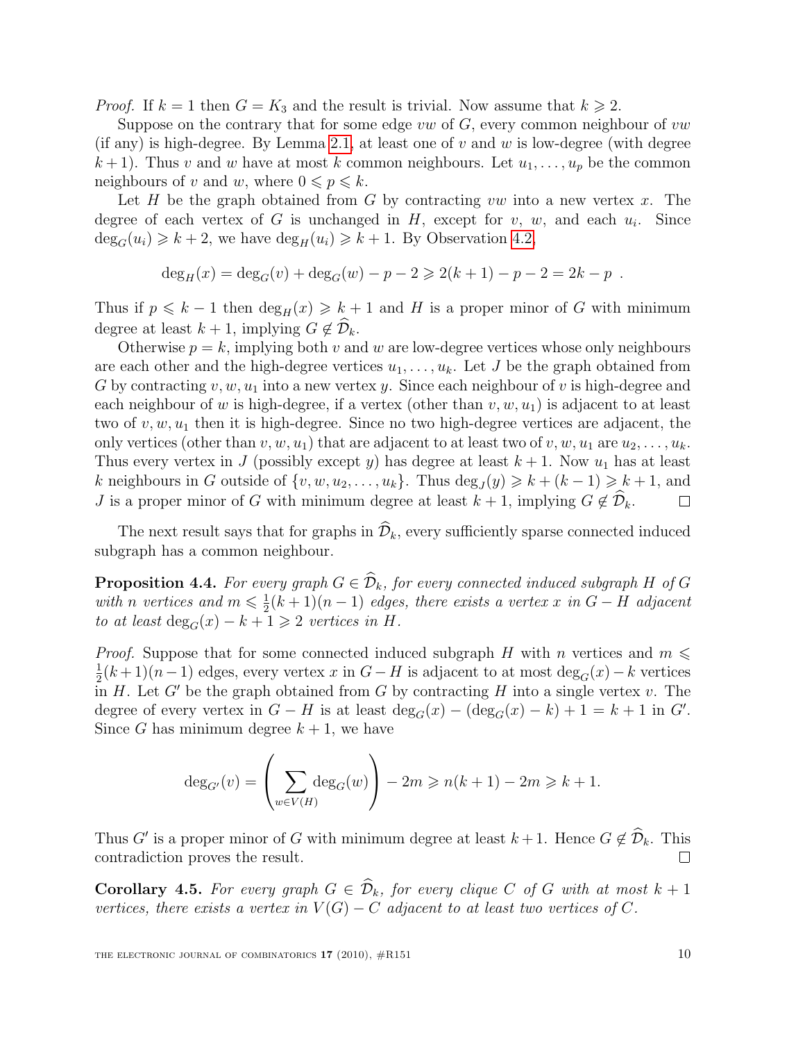*Proof.* If $k = 1$ then $G = K_3$ and the result is trivial. Now assume that $k \geqslant 2$.

Suppose on the contrary that for some edge $vw$ of $G$, every common neighbour of $vw$ (if any) is high-degree. By Lemma 2.1, at least one of $v$ and $w$ is low-degree (with degree $k+1$). Thus $v$ and $w$ have at most $k$ common neighbours. Let $u_1, \dots, u_p$ be the common neighbours of $v$ and $w$, where $0 \leqslant p \leqslant k$.

Let $H$ be the graph obtained from $G$ by contracting $vw$ into a new vertex $x$. The degree of each vertex of $G$ is unchanged in $H$, except for $v$, $w$, and each $u_i$. Since $\deg_G(u_i) \geqslant k+2$, we have $\deg_H(u_i) \geqslant k+1$. By Observation 4.2,

$$\deg_H(x) = \deg_G(v) + \deg_G(w) - p - 2 \geqslant 2(k+1) - p - 2 = 2k - p \ .$$

Thus if $p \leqslant k-1$ then $\deg_H(x) \geqslant k+1$ and $H$ is a proper minor of $G$ with minimum degree at least $k+1$, implying $G \notin \widehat{\mathcal{D}}_k$.

Otherwise $p = k$, implying both $v$ and $w$ are low-degree vertices whose only neighbours are each other and the high-degree vertices $u_1, \dots, u_k$. Let $J$ be the graph obtained from $G$ by contracting $v, w, u_1$ into a new vertex $y$. Since each neighbour of $v$ is high-degree and each neighbour of $w$ is high-degree, if a vertex (other than $v, w, u_1$) is adjacent to at least two of $v, w, u_1$ then it is high-degree. Since no two high-degree vertices are adjacent, the only vertices (other than $v, w, u_1$) that are adjacent to at least two of $v, w, u_1$ are $u_2, \dots, u_k$. Thus every vertex in $J$ (possibly except $y$) has degree at least $k+1$. Now $u_1$ has at least $k$ neighbours in $G$ outside of $\{v, w, u_2, \dots, u_k\}$. Thus $\deg_J(y) \geqslant k + (k-1) \geqslant k+1$, and $J$ is a proper minor of $G$ with minimum degree at least $k+1$, implying $G \notin \widehat{\mathcal{D}}_k$. $\square$

The next result says that for graphs in $\widehat{\mathcal{D}}_k$, every sufficiently sparse connected induced subgraph has a common neighbour.

**Proposition 4.4.** *For every graph $G \in \widehat{\mathcal{D}}_k$, for every connected induced subgraph $H$ of $G$ with $n$ vertices and $m \leqslant \frac{1}{2}(k+1)(n-1)$ edges, there exists a vertex $x$ in $G - H$ adjacent to at least $\deg_G(x) - k + 1 \geqslant 2$ vertices in $H$.*

*Proof.* Suppose that for some connected induced subgraph $H$ with $n$ vertices and $m \leqslant \frac{1}{2}(k+1)(n-1)$ edges, every vertex $x$ in $G - H$ is adjacent to at most $\deg_G(x) - k$ vertices in $H$. Let $G'$ be the graph obtained from $G$ by contracting $H$ into a single vertex $v$. The degree of every vertex in $G - H$ is at least $\deg_G(x) - (\deg_G(x) - k) + 1 = k+1$ in $G'$. Since $G$ has minimum degree $k+1$, we have

$$\deg_{G'}(v) = \left( \sum_{w \in V(H)} \deg_G(w) \right) - 2m \geqslant n(k+1) - 2m \geqslant k+1.$$

Thus $G'$ is a proper minor of $G$ with minimum degree at least $k+1$. Hence $G \notin \widehat{\mathcal{D}}_k$. This contradiction proves the result. $\square$

**Corollary 4.5.** *For every graph $G \in \widehat{\mathcal{D}}_k$, for every clique $C$ of $G$ with at most $k+1$ vertices, there exists a vertex in $V(G) - C$ adjacent to at least two vertices of $C$.*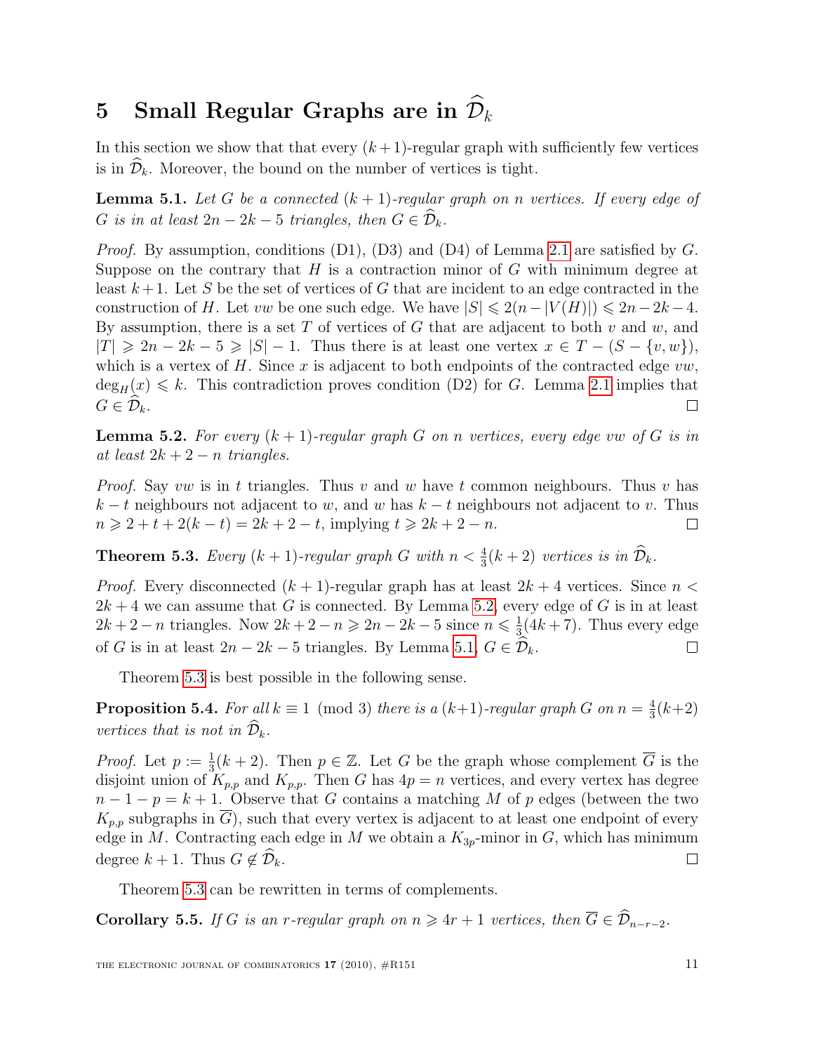# 5 Small Regular Graphs are in $\widehat{\mathcal{D}}_k$

In this section we show that that every $(k+1)$-regular graph with sufficiently few vertices is in $\widehat{\mathcal{D}}_k$. Moreover, the bound on the number of vertices is tight.

**Lemma 5.1.** *Let $G$ be a connected $(k+1)$-regular graph on $n$ vertices. If every edge of $G$ is in at least $2n-2k-5$ triangles, then $G \in \widehat{\mathcal{D}}_k$.*

*Proof.* By assumption, conditions (D1), (D3) and (D4) of Lemma 2.1 are satisfied by $G$. Suppose on the contrary that $H$ is a contraction minor of $G$ with minimum degree at least $k+1$. Let $S$ be the set of vertices of $G$ that are incident to an edge contracted in the construction of $H$. Let $vw$ be one such edge. We have $|S| \leqslant 2(n - |V(H)|) \leqslant 2n-2k-4$. By assumption, there is a set $T$ of vertices of $G$ that are adjacent to both $v$ and $w$, and $|T| \geqslant 2n-2k-5 \geqslant |S|-1$. Thus there is at least one vertex $x \in T - (S - \{v, w\})$, which is a vertex of $H$. Since $x$ is adjacent to both endpoints of the contracted edge $vw$, $\deg_H(x) \leqslant k$. This contradiction proves condition (D2) for $G$. Lemma 2.1 implies that $G \in \widehat{\mathcal{D}}_k$. $\square$

**Lemma 5.2.** *For every $(k+1)$-regular graph $G$ on $n$ vertices, every edge $vw$ of $G$ is in at least $2k+2-n$ triangles.*

*Proof.* Say $vw$ is in $t$ triangles. Thus $v$ and $w$ have $t$ common neighbours. Thus $v$ has $k-t$ neighbours not adjacent to $w$, and $w$ has $k-t$ neighbours not adjacent to $v$. Thus $n \geqslant 2+t+2(k-t) = 2k+2-t$, implying $t \geqslant 2k+2-n$. $\square$

**Theorem 5.3.** *Every $(k+1)$-regular graph $G$ with $n < \frac{4}{3}(k+2)$ vertices is in $\widehat{\mathcal{D}}_k$.*

*Proof.* Every disconnected $(k+1)$-regular graph has at least $2k+4$ vertices. Since $n < 2k+4$ we can assume that $G$ is connected. By Lemma 5.2, every edge of $G$ is in at least $2k+2-n$ triangles. Now $2k+2-n \geqslant 2n-2k-5$ since $n \leqslant \frac{1}{3}(4k+7)$. Thus every edge of $G$ is in at least $2n-2k-5$ triangles. By Lemma 5.1, $G \in \widehat{\mathcal{D}}_k$. $\square$

Theorem 5.3 is best possible in the following sense.

**Proposition 5.4.** *For all $k \equiv 1 \pmod 3$ there is a $(k+1)$-regular graph $G$ on $n = \frac{4}{3}(k+2)$ vertices that is not in $\widehat{\mathcal{D}}_k$.*

*Proof.* Let $p := \frac{1}{3}(k+2)$. Then $p \in \mathbb{Z}$. Let $G$ be the graph whose complement $\overline{G}$ is the disjoint union of $K_{p,p}$ and $K_{p,p}$. Then $G$ has $4p = n$ vertices, and every vertex has degree $n-1-p = k+1$. Observe that $G$ contains a matching $M$ of $p$ edges (between the two $K_{p,p}$ subgraphs in $\overline{G}$), such that every vertex is adjacent to at least one endpoint of every edge in $M$. Contracting each edge in $M$ we obtain a $K_{3p}$-minor in $G$, which has minimum degree $k+1$. Thus $G \notin \widehat{\mathcal{D}}_k$. $\square$

Theorem 5.3 can be rewritten in terms of complements.

**Corollary 5.5.** *If $G$ is an $r$-regular graph on $n \geqslant 4r+1$ vertices, then $\overline{G} \in \widehat{\mathcal{D}}_{n-r-2}$.*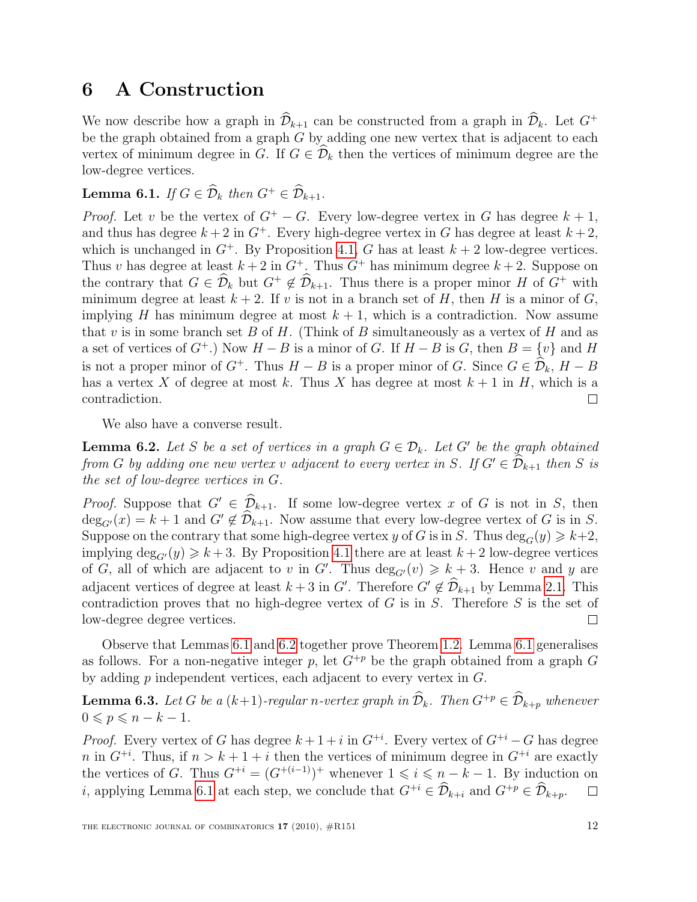## 6 A Construction

We now describe how a graph in $\widehat{\mathcal{D}}_{k+1}$ can be constructed from a graph in $\widehat{\mathcal{D}}_k$. Let $G^+$ be the graph obtained from a graph $G$ by adding one new vertex that is adjacent to each vertex of minimum degree in $G$. If $G \in \widehat{\mathcal{D}}_k$ then the vertices of minimum degree are the low-degree vertices.

**Lemma 6.1.** *If $G \in \widehat{\mathcal{D}}_k$ then $G^+ \in \widehat{\mathcal{D}}_{k+1}$.*

*Proof.* Let $v$ be the vertex of $G^+ - G$. Every low-degree vertex in $G$ has degree $k+1$, and thus has degree $k+2$ in $G^+$. Every high-degree vertex in $G$ has degree at least $k+2$, which is unchanged in $G^+$. By Proposition 4.1, $G$ has at least $k+2$ low-degree vertices. Thus $v$ has degree at least $k+2$ in $G^+$. Thus $G^+$ has minimum degree $k+2$. Suppose on the contrary that $G \in \widehat{\mathcal{D}}_k$ but $G^+ \notin \widehat{\mathcal{D}}_{k+1}$. Thus there is a proper minor $H$ of $G^+$ with minimum degree at least $k+2$. If $v$ is not in a branch set of $H$, then $H$ is a minor of $G$, implying $H$ has minimum degree at most $k+1$, which is a contradiction. Now assume that $v$ is in some branch set $B$ of $H$. (Think of $B$ simultaneously as a vertex of $H$ and as a set of vertices of $G^+$.) Now $H - B$ is a minor of $G$. If $H - B$ is $G$, then $B = \{v\}$ and $H$ is not a proper minor of $G^+$. Thus $H - B$ is a proper minor of $G$. Since $G \in \widehat{\mathcal{D}}_k$, $H - B$ has a vertex $X$ of degree at most $k$. Thus $X$ has degree at most $k+1$ in $H$, which is a contradiction. $\square$

We also have a converse result.

**Lemma 6.2.** *Let $S$ be a set of vertices in a graph $G \in \mathcal{D}_k$. Let $G'$ be the graph obtained from $G$ by adding one new vertex $v$ adjacent to every vertex in $S$. If $G' \in \widehat{\mathcal{D}}_{k+1}$ then $S$ is the set of low-degree vertices in $G$.*

*Proof.* Suppose that $G' \in \widehat{\mathcal{D}}_{k+1}$. If some low-degree vertex $x$ of $G$ is not in $S$, then $\deg_{G'}(x) = k+1$ and $G' \notin \widehat{\mathcal{D}}_{k+1}$. Now assume that every low-degree vertex of $G$ is in $S$. Suppose on the contrary that some high-degree vertex $y$ of $G$ is in $S$. Thus $\deg_G(y) \geqslant k+2$, implying $\deg_{G'}(y) \geqslant k+3$. By Proposition 4.1 there are at least $k+2$ low-degree vertices of $G$, all of which are adjacent to $v$ in $G'$. Thus $\deg_{G'}(v) \geqslant k+3$. Hence $v$ and $y$ are adjacent vertices of degree at least $k+3$ in $G'$. Therefore $G' \notin \widehat{\mathcal{D}}_{k+1}$ by Lemma 2.1. This contradiction proves that no high-degree vertex of $G$ is in $S$. Therefore $S$ is the set of low-degree degree vertices. $\square$

Observe that Lemmas 6.1 and 6.2 together prove Theorem 1.2. Lemma 6.1 generalises as follows. For a non-negative integer $p$, let $G^{+p}$ be the graph obtained from a graph $G$ by adding $p$ independent vertices, each adjacent to every vertex in $G$.

**Lemma 6.3.** *Let $G$ be a $(k+1)$-regular $n$-vertex graph in $\widehat{\mathcal{D}}_k$. Then $G^{+p} \in \widehat{\mathcal{D}}_{k+p}$ whenever $0 \leqslant p \leqslant n-k-1$.*

*Proof.* Every vertex of $G$ has degree $k+1+i$ in $G^{+i}$. Every vertex of $G^{+i} - G$ has degree $n$ in $G^{+i}$. Thus, if $n > k+1+i$ then the vertices of minimum degree in $G^{+i}$ are exactly the vertices of $G$. Thus $G^{+i} = (G^{+(i-1)})^+$ whenever $1 \leqslant i \leqslant n-k-1$. By induction on $i$, applying Lemma 6.1 at each step, we conclude that $G^{+i} \in \widehat{\mathcal{D}}_{k+i}$ and $G^{+p} \in \widehat{\mathcal{D}}_{k+p}$. $\square$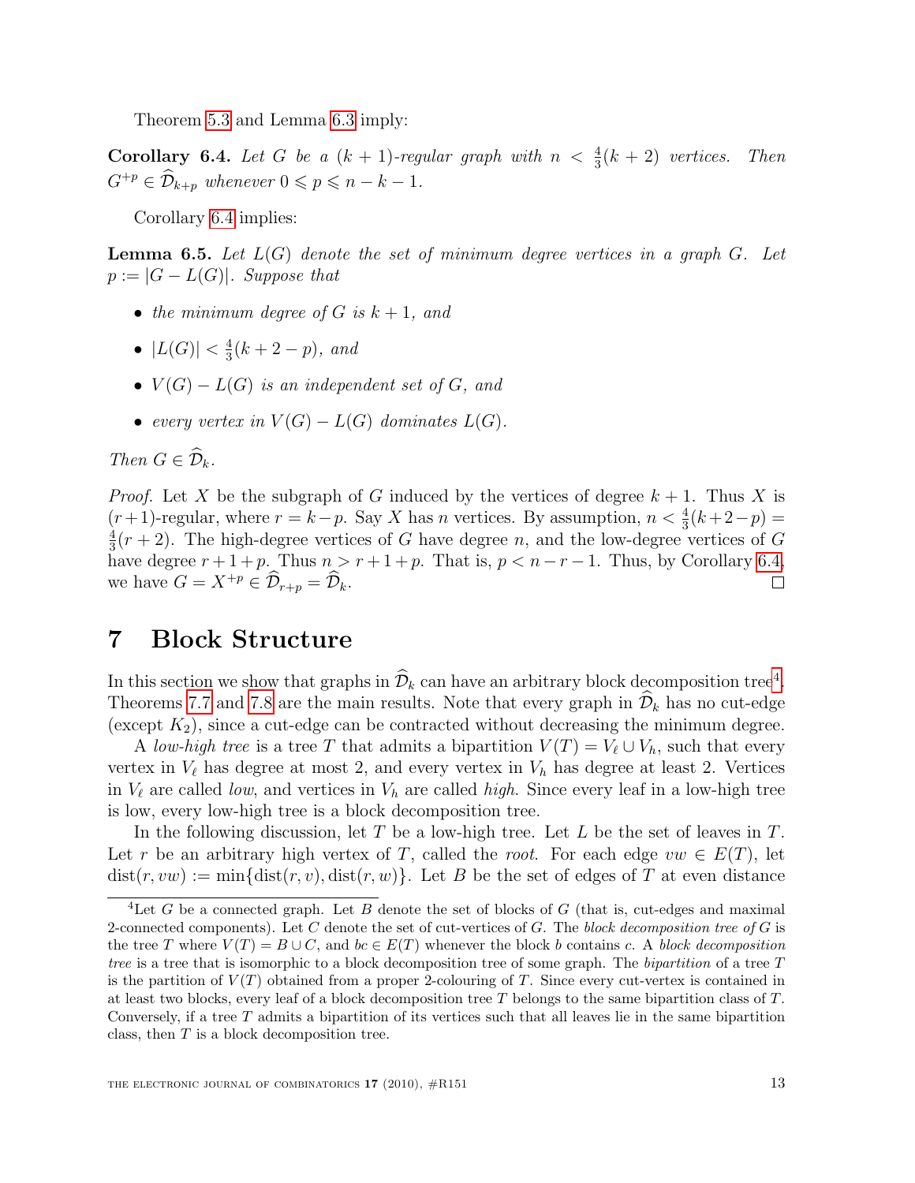Theorem 5.3 and Lemma 6.3 imply:

**Corollary 6.4.** *Let $G$ be a $(k+1)$-regular graph with $n < \frac{4}{3}(k+2)$ vertices. Then $G^{+p} \in \widehat{\mathcal{D}}_{k+p}$ whenever $0 \leqslant p \leqslant n-k-1$.*

Corollary 6.4 implies:

**Lemma 6.5.** *Let $L(G)$ denote the set of minimum degree vertices in a graph $G$. Let $p := |G - L(G)|$. Suppose that*

- *the minimum degree of $G$ is $k+1$, and*
- *$|L(G)| < \frac{4}{3}(k+2-p)$, and*
- *$V(G) - L(G)$ is an independent set of $G$, and*
- *every vertex in $V(G) - L(G)$ dominates $L(G)$.*

*Then $G \in \widehat{\mathcal{D}}_k$.*

*Proof.* Let $X$ be the subgraph of $G$ induced by the vertices of degree $k+1$. Thus $X$ is $(r+1)$-regular, where $r = k-p$. Say $X$ has $n$ vertices. By assumption, $n < \frac{4}{3}(k+2-p) = \frac{4}{3}(r+2)$. The high-degree vertices of $G$ have degree $n$, and the low-degree vertices of $G$ have degree $r+1+p$. Thus $n > r+1+p$. That is, $p < n-r-1$. Thus, by Corollary 6.4, we have $G = X^{+p} \in \widehat{\mathcal{D}}_{r+p} = \widehat{\mathcal{D}}_k$. □

# 7 Block Structure

In this section we show that graphs in $\widehat{\mathcal{D}}_k$ can have an arbitrary block decomposition tree[4]. Theorems 7.7 and 7.8 are the main results. Note that every graph in $\widehat{\mathcal{D}}_k$ has no cut-edge (except $K_2$), since a cut-edge can be contracted without decreasing the minimum degree.

A *low-high tree* is a tree $T$ that admits a bipartition $V(T) = V_\ell \cup V_h$, such that every vertex in $V_\ell$ has degree at most 2, and every vertex in $V_h$ has degree at least 2. Vertices in $V_\ell$ are called *low*, and vertices in $V_h$ are called *high*. Since every leaf in a low-high tree is low, every low-high tree is a block decomposition tree.

In the following discussion, let $T$ be a low-high tree. Let $L$ be the set of leaves in $T$. Let $r$ be an arbitrary high vertex of $T$, called the *root*. For each edge $vw \in E(T)$, let $\text{dist}(r, vw) := \min\{\text{dist}(r, v), \text{dist}(r, w)\}$. Let $B$ be the set of edges of $T$ at even distance

[4] Let $G$ be a connected graph. Let $B$ denote the set of blocks of $G$ (that is, cut-edges and maximal 2-connected components). Let $C$ denote the set of cut-vertices of $G$. The *block decomposition tree of $G$* is the tree $T$ where $V(T) = B \cup C$, and $bc \in E(T)$ whenever the block $b$ contains $c$. A *block decomposition tree* is a tree that is isomorphic to a block decomposition tree of some graph. The *bipartition* of a tree $T$ is the partition of $V(T)$ obtained from a proper 2-colouring of $T$. Since every cut-vertex is contained in at least two blocks, every leaf of a block decomposition tree $T$ belongs to the same bipartition class of $T$. Conversely, if a tree $T$ admits a bipartition of its vertices such that all leaves lie in the same bipartition class, then $T$ is a block decomposition tree.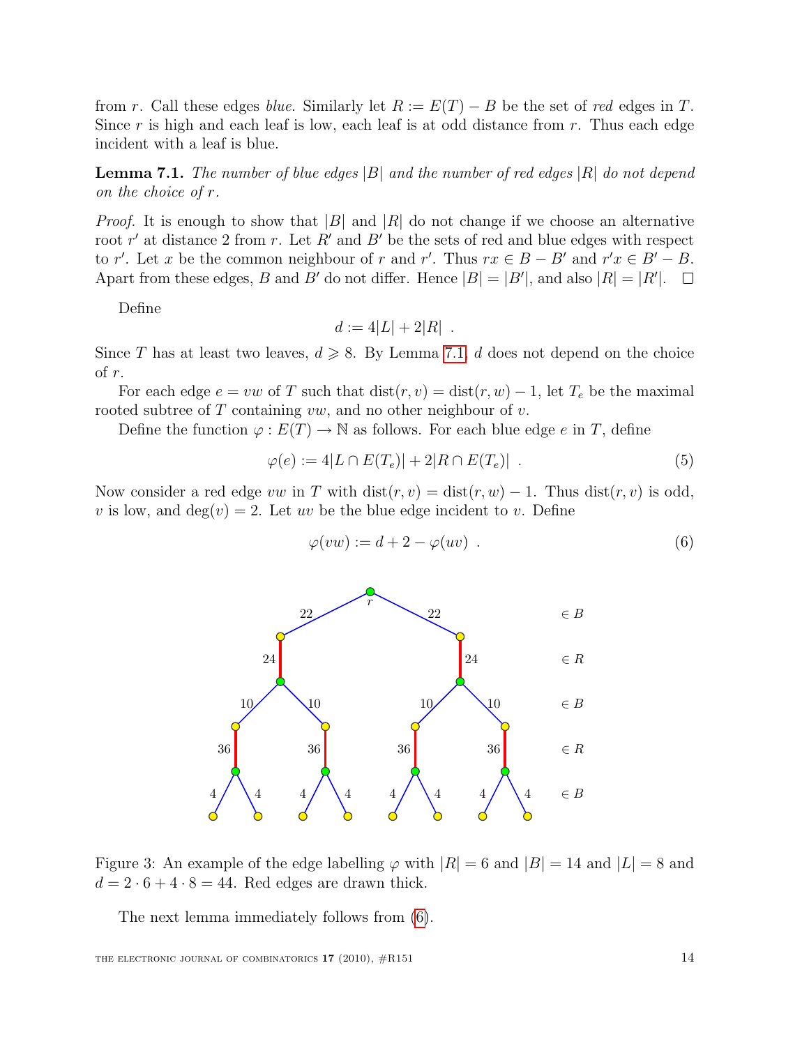from $r$. Call these edges *blue*. Similarly let $R := E(T) - B$ be the set of *red* edges in $T$. Since $r$ is high and each leaf is low, each leaf is at odd distance from $r$. Thus each edge incident with a leaf is blue.

**Lemma 7.1.** *The number of blue edges $|B|$ and the number of red edges $|R|$ do not depend on the choice of $r$.*

*Proof.* It is enough to show that $|B|$ and $|R|$ do not change if we choose an alternative root $r'$ at distance 2 from $r$. Let $R'$ and $B'$ be the sets of red and blue edges with respect to $r'$. Let $x$ be the common neighbour of $r$ and $r'$. Thus $rx \in B - B'$ and $r'x \in B' - B$. Apart from these edges, $B$ and $B'$ do not differ. Hence $|B| = |B'|$, and also $|R| = |R'|$. □

Define

$$d := 4|L| + 2|R| \enspace .$$

Since $T$ has at least two leaves, $d \geqslant 8$. By Lemma 7.1, $d$ does not depend on the choice of $r$.

For each edge $e = vw$ of $T$ such that $\text{dist}(r, v) = \text{dist}(r, w) - 1$, let $T_e$ be the maximal rooted subtree of $T$ containing $vw$, and no other neighbour of $v$.

Define the function $\varphi : E(T) \to \mathbb{N}$ as follows. For each blue edge $e$ in $T$, define

$$\varphi(e) := 4|L \cap E(T_e)| + 2|R \cap E(T_e)| \enspace . \tag{5}$$

Now consider a red edge $vw$ in $T$ with $\text{dist}(r, v) = \text{dist}(r, w) - 1$. Thus $\text{dist}(r, v)$ is odd, $v$ is low, and $\deg(v) = 2$. Let $uv$ be the blue edge incident to $v$. Define

$$\varphi(vw) := d + 2 - \varphi(uv) \enspace . \tag{6}$$

Figure 3: An example of the edge labelling $\varphi$ with $|R| = 6$ and $|B| = 14$ and $|L| = 8$ and $d = 2 \cdot 6 + 4 \cdot 8 = 44$. Red edges are drawn thick.

The next lemma immediately follows from (6).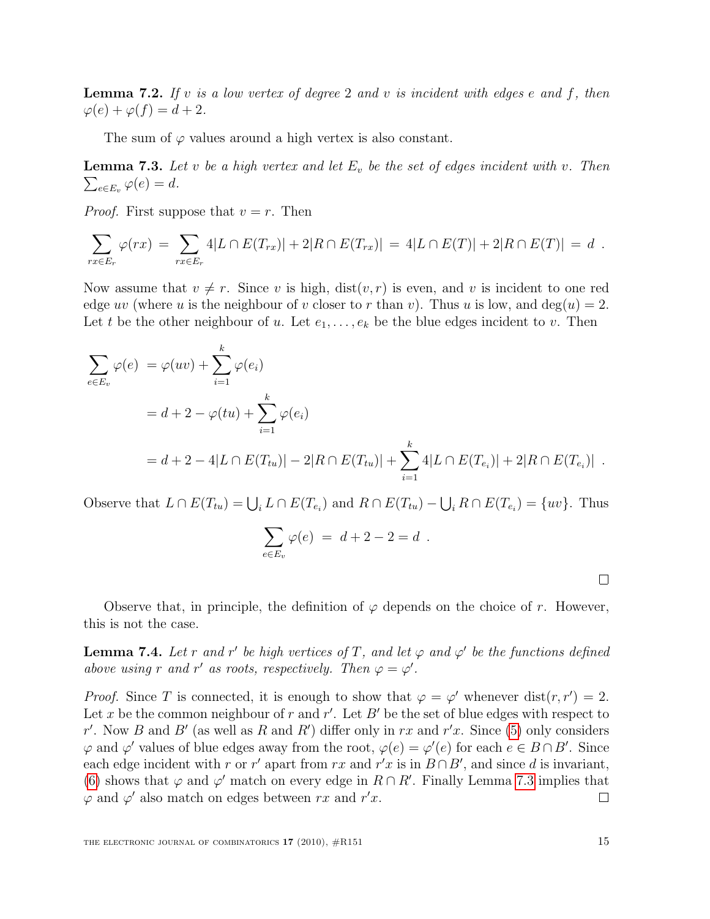**Lemma 7.2.** *If $v$ is a low vertex of degree 2 and $v$ is incident with edges $e$ and $f$, then $\varphi(e) + \varphi(f) = d + 2$.*

The sum of $\varphi$ values around a high vertex is also constant.

**Lemma 7.3.** *Let $v$ be a high vertex and let $E_v$ be the set of edges incident with $v$. Then $\sum_{e \in E_v} \varphi(e) = d$.*

*Proof.* First suppose that $v = r$. Then

$$\sum_{rx \in E_r} \varphi(rx) \;=\; \sum_{rx \in E_r} 4|L \cap E(T_{rx})| + 2|R \cap E(T_{rx})| \;=\; 4|L \cap E(T)| + 2|R \cap E(T)| \;=\; d \;.$$

Now assume that $v \neq r$. Since $v$ is high, $\mathrm{dist}(v, r)$ is even, and $v$ is incident to one red edge $uv$ (where $u$ is the neighbour of $v$ closer to $r$ than $v$). Thus $u$ is low, and $\deg(u) = 2$. Let $t$ be the other neighbour of $u$. Let $e_1, \ldots, e_k$ be the blue edges incident to $v$. Then

$$\begin{aligned}
\sum_{e \in E_v} \varphi(e) &= \varphi(uv) + \sum_{i=1}^{k} \varphi(e_i) \\
&= d + 2 - \varphi(tu) + \sum_{i=1}^{k} \varphi(e_i) \\
&= d + 2 - 4|L \cap E(T_{tu})| - 2|R \cap E(T_{tu})| + \sum_{i=1}^{k} 4|L \cap E(T_{e_i})| + 2|R \cap E(T_{e_i})| \;.
\end{aligned}$$

Observe that $L \cap E(T_{tu}) = \bigcup_i L \cap E(T_{e_i})$ and $R \cap E(T_{tu}) - \bigcup_i R \cap E(T_{e_i}) = \{uv\}$. Thus

$$\sum_{e \in E_v} \varphi(e) \;=\; d + 2 - 2 = d \;.$$

□

Observe that, in principle, the definition of $\varphi$ depends on the choice of $r$. However, this is not the case.

**Lemma 7.4.** *Let $r$ and $r'$ be high vertices of $T$, and let $\varphi$ and $\varphi'$ be the functions defined above using $r$ and $r'$ as roots, respectively. Then $\varphi = \varphi'$.*

*Proof.* Since $T$ is connected, it is enough to show that $\varphi = \varphi'$ whenever $\mathrm{dist}(r, r') = 2$. Let $x$ be the common neighbour of $r$ and $r'$. Let $B'$ be the set of blue edges with respect to $r'$. Now $B$ and $B'$ (as well as $R$ and $R'$) differ only in $rx$ and $r'x$. Since (5) only considers $\varphi$ and $\varphi'$ values of blue edges away from the root, $\varphi(e) = \varphi'(e)$ for each $e \in B \cap B'$. Since each edge incident with $r$ or $r'$ apart from $rx$ and $r'x$ is in $B \cap B'$, and since $d$ is invariant, (6) shows that $\varphi$ and $\varphi'$ match on every edge in $R \cap R'$. Finally Lemma 7.3 implies that $\varphi$ and $\varphi'$ also match on edges between $rx$ and $r'x$. □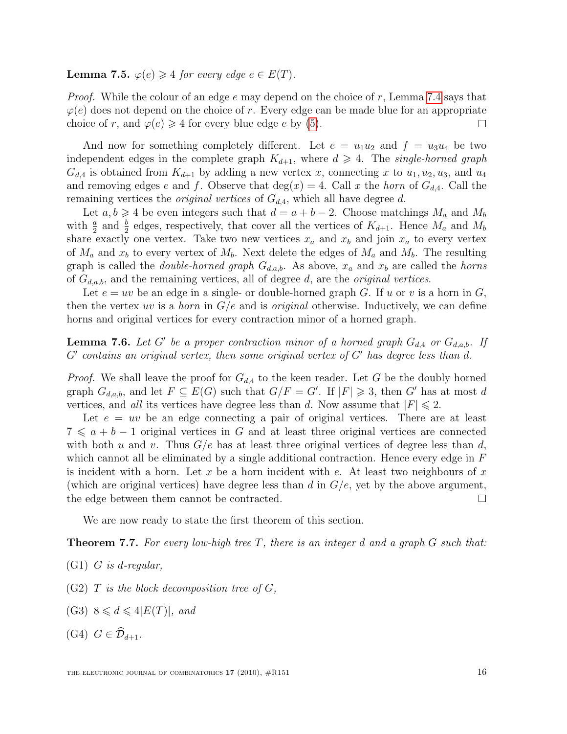**Lemma 7.5.** *$\varphi(e) \geqslant 4$ for every edge $e \in E(T)$.*

*Proof.* While the colour of an edge $e$ may depend on the choice of $r$, Lemma 7.4 says that $\varphi(e)$ does not depend on the choice of $r$. Every edge can be made blue for an appropriate choice of $r$, and $\varphi(e) \geqslant 4$ for every blue edge $e$ by (5). □

And now for something completely different. Let $e = u_1u_2$ and $f = u_3u_4$ be two independent edges in the complete graph $K_{d+1}$, where $d \geqslant 4$. The *single-horned graph* $G_{d,4}$ is obtained from $K_{d+1}$ by adding a new vertex $x$, connecting $x$ to $u_1, u_2, u_3$, and $u_4$ and removing edges $e$ and $f$. Observe that $\deg(x) = 4$. Call $x$ the *horn* of $G_{d,4}$. Call the remaining vertices the *original vertices* of $G_{d,4}$, which all have degree $d$.

Let $a, b \geqslant 4$ be even integers such that $d = a + b - 2$. Choose matchings $M_a$ and $M_b$ with $\frac{a}{2}$ and $\frac{b}{2}$ edges, respectively, that cover all the vertices of $K_{d+1}$. Hence $M_a$ and $M_b$ share exactly one vertex. Take two new vertices $x_a$ and $x_b$ and join $x_a$ to every vertex of $M_a$ and $x_b$ to every vertex of $M_b$. Next delete the edges of $M_a$ and $M_b$. The resulting graph is called the *double-horned graph* $G_{d,a,b}$. As above, $x_a$ and $x_b$ are called the *horns* of $G_{d,a,b}$, and the remaining vertices, all of degree $d$, are the *original vertices*.

Let $e = uv$ be an edge in a single- or double-horned graph $G$. If $u$ or $v$ is a horn in $G$, then the vertex $uv$ is a *horn* in $G/e$ and is *original* otherwise. Inductively, we can define horns and original vertices for every contraction minor of a horned graph.

**Lemma 7.6.** *Let $G'$ be a proper contraction minor of a horned graph $G_{d,4}$ or $G_{d,a,b}$. If $G'$ contains an original vertex, then some original vertex of $G'$ has degree less than $d$.*

*Proof.* We shall leave the proof for $G_{d,4}$ to the keen reader. Let $G$ be the doubly horned graph $G_{d,a,b}$, and let $F \subseteq E(G)$ such that $G/F = G'$. If $|F| \geqslant 3$, then $G'$ has at most $d$ vertices, and *all* its vertices have degree less than $d$. Now assume that $|F| \leqslant 2$.

Let $e = uv$ be an edge connecting a pair of original vertices. There are at least $7 \leqslant a + b - 1$ original vertices in $G$ and at least three original vertices are connected with both $u$ and $v$. Thus $G/e$ has at least three original vertices of degree less than $d$, which cannot all be eliminated by a single additional contraction. Hence every edge in $F$ is incident with a horn. Let $x$ be a horn incident with $e$. At least two neighbours of $x$ (which are original vertices) have degree less than $d$ in $G/e$, yet by the above argument, the edge between them cannot be contracted. □

We are now ready to state the first theorem of this section.

**Theorem 7.7.** *For every low-high tree $T$, there is an integer $d$ and a graph $G$ such that:*

(G1) *$G$ is $d$-regular,*

(G2) *$T$ is the block decomposition tree of $G$,*

(G3) *$8 \leqslant d \leqslant 4|E(T)|$, and*

(G4) *$G \in \widehat{\mathcal{D}}_{d+1}$.*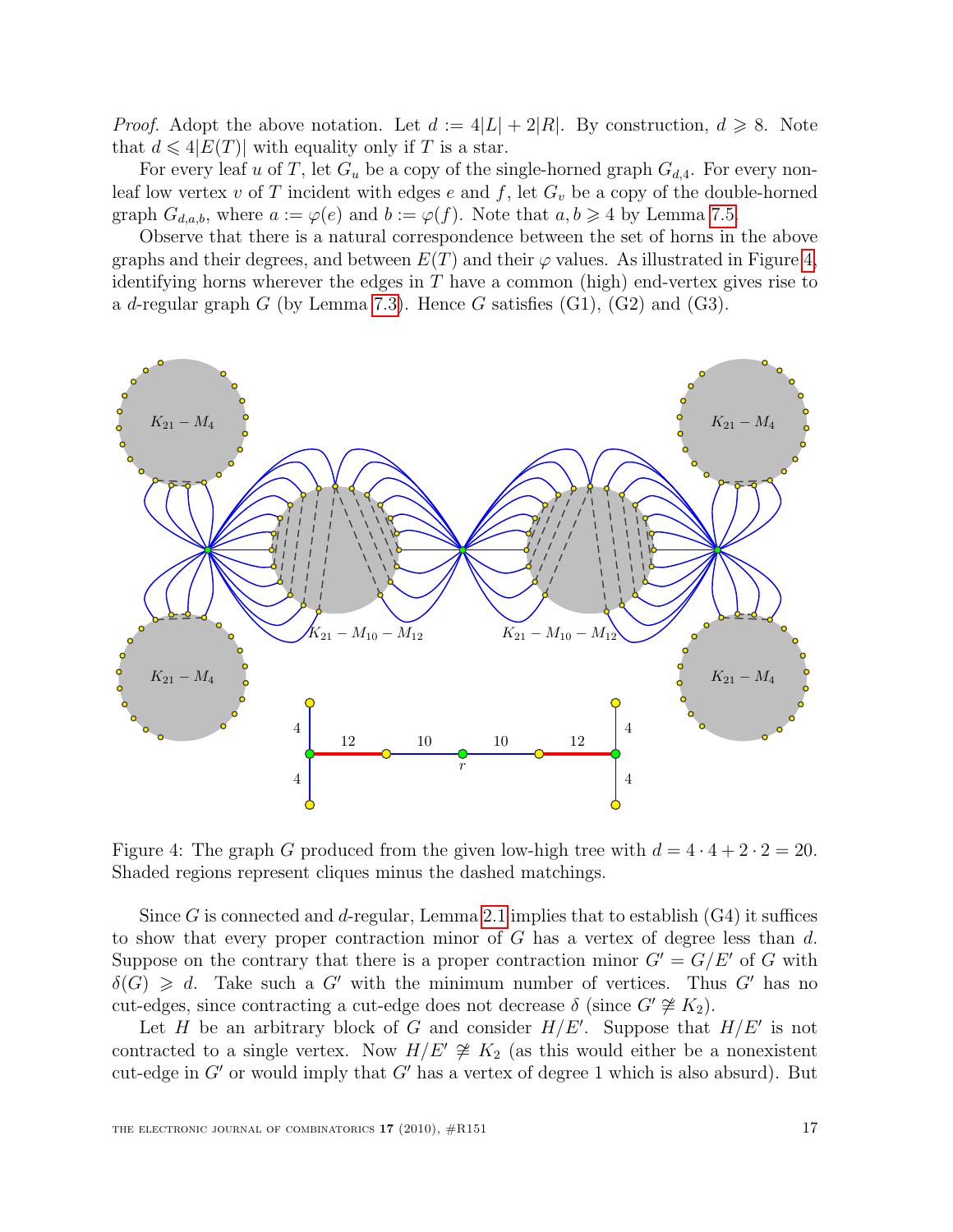*Proof.* Adopt the above notation. Let $d := 4|L| + 2|R|$. By construction, $d \geqslant 8$. Note that $d \leqslant 4|E(T)|$ with equality only if $T$ is a star.

For every leaf $u$ of $T$, let $G_u$ be a copy of the single-horned graph $G_{d,4}$. For every non-leaf low vertex $v$ of $T$ incident with edges $e$ and $f$, let $G_v$ be a copy of the double-horned graph $G_{d,a,b}$, where $a := \varphi(e)$ and $b := \varphi(f)$. Note that $a, b \geqslant 4$ by Lemma 7.5.

Observe that there is a natural correspondence between the set of horns in the above graphs and their degrees, and between $E(T)$ and their $\varphi$ values. As illustrated in Figure 4, identifying horns wherever the edges in $T$ have a common (high) end-vertex gives rise to a $d$-regular graph $G$ (by Lemma 7.3). Hence $G$ satisfies (G1), (G2) and (G3).

Figure 4: The graph $G$ produced from the given low-high tree with $d = 4 \cdot 4 + 2 \cdot 2 = 20$. Shaded regions represent cliques minus the dashed matchings.

Since $G$ is connected and $d$-regular, Lemma 2.1 implies that to establish (G4) it suffices to show that every proper contraction minor of $G$ has a vertex of degree less than $d$. Suppose on the contrary that there is a proper contraction minor $G' = G/E'$ of $G$ with $\delta(G) \geqslant d$. Take such a $G'$ with the minimum number of vertices. Thus $G'$ has no cut-edges, since contracting a cut-edge does not decrease $\delta$ (since $G' \ncong K_2$).

Let $H$ be an arbitrary block of $G$ and consider $H/E'$. Suppose that $H/E'$ is not contracted to a single vertex. Now $H/E' \ncong K_2$ (as this would either be a nonexistent cut-edge in $G'$ or would imply that $G'$ has a vertex of degree 1 which is also absurd). But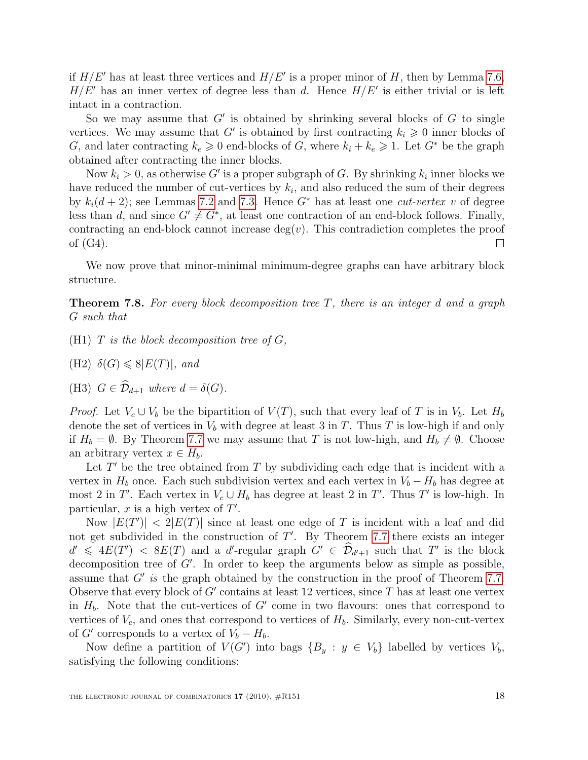if $H/E'$ has at least three vertices and $H/E'$ is a proper minor of $H$, then by Lemma 7.6, $H/E'$ has an inner vertex of degree less than $d$. Hence $H/E'$ is either trivial or is left intact in a contraction.

So we may assume that $G'$ is obtained by shrinking several blocks of $G$ to single vertices. We may assume that $G'$ is obtained by first contracting $k_i \geqslant 0$ inner blocks of $G$, and later contracting $k_e \geqslant 0$ end-blocks of $G$, where $k_i + k_e \geqslant 1$. Let $G^*$ be the graph obtained after contracting the inner blocks.

Now $k_i > 0$, as otherwise $G'$ is a proper subgraph of $G$. By shrinking $k_i$ inner blocks we have reduced the number of cut-vertices by $k_i$, and also reduced the sum of their degrees by $k_i(d+2)$; see Lemmas 7.2 and 7.3. Hence $G^*$ has at least one *cut-vertex* $v$ of degree less than $d$, and since $G' \neq G^*$, at least one contraction of an end-block follows. Finally, contracting an end-block cannot increase $\deg(v)$. This contradiction completes the proof of (G4). □

We now prove that minor-minimal minimum-degree graphs can have arbitrary block structure.

**Theorem 7.8.** *For every block decomposition tree $T$, there is an integer $d$ and a graph $G$ such that*

(H1) *$T$ is the block decomposition tree of $G$,*

(H2) *$\delta(G) \leqslant 8|E(T)|$, and*

(H3) *$G \in \widehat{\mathcal{D}}_{d+1}$ where $d = \delta(G)$.*

*Proof.* Let $V_c \cup V_b$ be the bipartition of $V(T)$, such that every leaf of $T$ is in $V_b$. Let $H_b$ denote the set of vertices in $V_b$ with degree at least 3 in $T$. Thus $T$ is low-high if and only if $H_b = \emptyset$. By Theorem 7.7 we may assume that $T$ is not low-high, and $H_b \neq \emptyset$. Choose an arbitrary vertex $x \in H_b$.

Let $T'$ be the tree obtained from $T$ by subdividing each edge that is incident with a vertex in $H_b$ once. Each such subdivision vertex and each vertex in $V_b - H_b$ has degree at most 2 in $T'$. Each vertex in $V_c \cup H_b$ has degree at least 2 in $T'$. Thus $T'$ is low-high. In particular, $x$ is a high vertex of $T'$.

Now $|E(T')| < 2|E(T)|$ since at least one edge of $T$ is incident with a leaf and did not get subdivided in the construction of $T'$. By Theorem 7.7 there exists an integer $d' \leqslant 4E(T') < 8E(T)$ and a $d'$-regular graph $G' \in \widehat{\mathcal{D}}_{d'+1}$ such that $T'$ is the block decomposition tree of $G'$. In order to keep the arguments below as simple as possible, assume that $G'$ *is* the graph obtained by the construction in the proof of Theorem 7.7. Observe that every block of $G'$ contains at least 12 vertices, since $T$ has at least one vertex in $H_b$. Note that the cut-vertices of $G'$ come in two flavours: ones that correspond to vertices of $V_c$, and ones that correspond to vertices of $H_b$. Similarly, every non-cut-vertex of $G'$ corresponds to a vertex of $V_b - H_b$.

Now define a partition of $V(G')$ into bags $\{B_y : y \in V_b\}$ labelled by vertices $V_b$, satisfying the following conditions: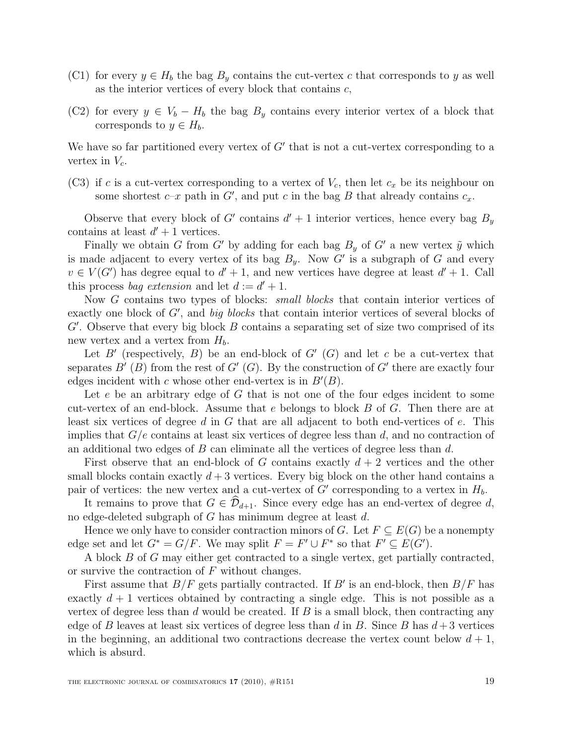(C1) for every $y \in H_b$ the bag $B_y$ contains the cut-vertex $c$ that corresponds to $y$ as well as the interior vertices of every block that contains $c$,

(C2) for every $y \in V_b - H_b$ the bag $B_y$ contains every interior vertex of a block that corresponds to $y \in H_b$.

We have so far partitioned every vertex of $G'$ that is not a cut-vertex corresponding to a vertex in $V_c$.

(C3) if $c$ is a cut-vertex corresponding to a vertex of $V_c$, then let $c_x$ be its neighbour on some shortest $c$–$x$ path in $G'$, and put $c$ in the bag $B$ that already contains $c_x$.

Observe that every block of $G'$ contains $d'+1$ interior vertices, hence every bag $B_y$ contains at least $d'+1$ vertices.

Finally we obtain $G$ from $G'$ by adding for each bag $B_y$ of $G'$ a new vertex $\tilde{y}$ which is made adjacent to every vertex of its bag $B_y$. Now $G'$ is a subgraph of $G$ and every $v \in V(G')$ has degree equal to $d'+1$, and new vertices have degree at least $d'+1$. Call this process *bag extension* and let $d := d'+1$.

Now $G$ contains two types of blocks: *small blocks* that contain interior vertices of exactly one block of $G'$, and *big blocks* that contain interior vertices of several blocks of $G'$. Observe that every big block $B$ contains a separating set of size two comprised of its new vertex and a vertex from $H_b$.

Let $B'$ (respectively, $B$) be an end-block of $G'$ ($G$) and let $c$ be a cut-vertex that separates $B'$ ($B$) from the rest of $G'$ ($G$). By the construction of $G'$ there are exactly four edges incident with $c$ whose other end-vertex is in $B'(B)$.

Let $e$ be an arbitrary edge of $G$ that is not one of the four edges incident to some cut-vertex of an end-block. Assume that $e$ belongs to block $B$ of $G$. Then there are at least six vertices of degree $d$ in $G$ that are all adjacent to both end-vertices of $e$. This implies that $G/e$ contains at least six vertices of degree less than $d$, and no contraction of an additional two edges of $B$ can eliminate all the vertices of degree less than $d$.

First observe that an end-block of $G$ contains exactly $d+2$ vertices and the other small blocks contain exactly $d+3$ vertices. Every big block on the other hand contains a pair of vertices: the new vertex and a cut-vertex of $G'$ corresponding to a vertex in $H_b$.

It remains to prove that $G \in \widehat{\mathcal{D}}_{d+1}$. Since every edge has an end-vertex of degree $d$, no edge-deleted subgraph of $G$ has minimum degree at least $d$.

Hence we only have to consider contraction minors of $G$. Let $F \subseteq E(G)$ be a nonempty edge set and let $G^* = G/F$. We may split $F = F' \cup F^*$ so that $F' \subseteq E(G')$.

A block $B$ of $G$ may either get contracted to a single vertex, get partially contracted, or survive the contraction of $F$ without changes.

First assume that $B/F$ gets partially contracted. If $B'$ is an end-block, then $B/F$ has exactly $d+1$ vertices obtained by contracting a single edge. This is not possible as a vertex of degree less than $d$ would be created. If $B$ is a small block, then contracting any edge of $B$ leaves at least six vertices of degree less than $d$ in $B$. Since $B$ has $d+3$ vertices in the beginning, an additional two contractions decrease the vertex count below $d+1$, which is absurd.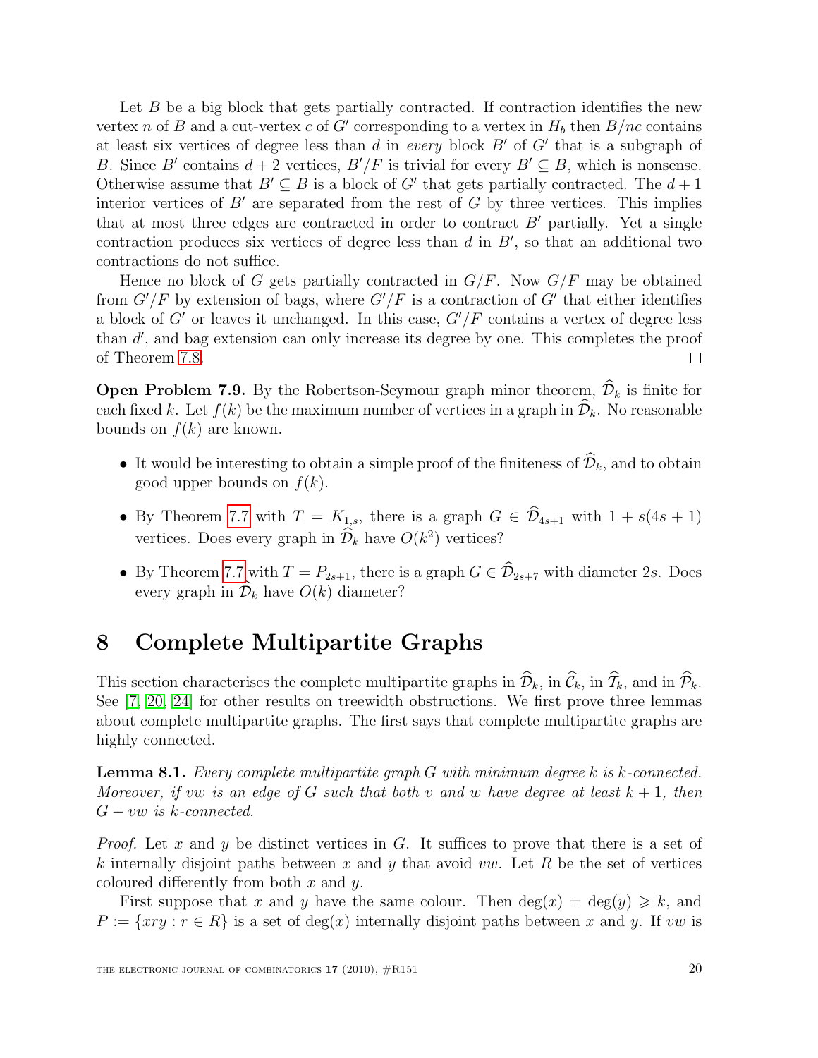Let $B$ be a big block that gets partially contracted. If contraction identifies the new vertex $n$ of $B$ and a cut-vertex $c$ of $G'$ corresponding to a vertex in $H_b$ then $B/nc$ contains at least six vertices of degree less than $d$ in *every* block $B'$ of $G'$ that is a subgraph of $B$. Since $B'$ contains $d+2$ vertices, $B'/F$ is trivial for every $B' \subseteq B$, which is nonsense. Otherwise assume that $B' \subseteq B$ is a block of $G'$ that gets partially contracted. The $d+1$ interior vertices of $B'$ are separated from the rest of $G$ by three vertices. This implies that at most three edges are contracted in order to contract $B'$ partially. Yet a single contraction produces six vertices of degree less than $d$ in $B'$, so that an additional two contractions do not suffice.

Hence no block of $G$ gets partially contracted in $G/F$. Now $G/F$ may be obtained from $G'/F$ by extension of bags, where $G'/F$ is a contraction of $G'$ that either identifies a block of $G'$ or leaves it unchanged. In this case, $G'/F$ contains a vertex of degree less than $d'$, and bag extension can only increase its degree by one. This completes the proof of Theorem 7.8. ∎

**Open Problem 7.9.** By the Robertson-Seymour graph minor theorem, $\widehat{\mathcal{D}}_k$ is finite for each fixed $k$. Let $f(k)$ be the maximum number of vertices in a graph in $\widehat{\mathcal{D}}_k$. No reasonable bounds on $f(k)$ are known.

- It would be interesting to obtain a simple proof of the finiteness of $\widehat{\mathcal{D}}_k$, and to obtain good upper bounds on $f(k)$.
- By Theorem 7.7 with $T = K_{1,s}$, there is a graph $G \in \widehat{\mathcal{D}}_{4s+1}$ with $1 + s(4s+1)$ vertices. Does every graph in $\widehat{\mathcal{D}}_k$ have $O(k^2)$ vertices?
- By Theorem 7.7 with $T = P_{2s+1}$, there is a graph $G \in \widehat{\mathcal{D}}_{2s+7}$ with diameter $2s$. Does every graph in $\widehat{\mathcal{D}}_k$ have $O(k)$ diameter?

# 8 Complete Multipartite Graphs

This section characterises the complete multipartite graphs in $\widehat{\mathcal{D}}_k$, in $\widehat{\mathcal{C}}_k$, in $\widehat{\mathcal{T}}_k$, and in $\widehat{\mathcal{P}}_k$. See [7, 20, 24] for other results on treewidth obstructions. We first prove three lemmas about complete multipartite graphs. The first says that complete multipartite graphs are highly connected.

**Lemma 8.1.** *Every complete multipartite graph $G$ with minimum degree $k$ is $k$-connected. Moreover, if $vw$ is an edge of $G$ such that both $v$ and $w$ have degree at least $k+1$, then $G - vw$ is $k$-connected.*

*Proof.* Let $x$ and $y$ be distinct vertices in $G$. It suffices to prove that there is a set of $k$ internally disjoint paths between $x$ and $y$ that avoid $vw$. Let $R$ be the set of vertices coloured differently from both $x$ and $y$.

First suppose that $x$ and $y$ have the same colour. Then $\deg(x) = \deg(y) \geqslant k$, and $P := \{xry : r \in R\}$ is a set of $\deg(x)$ internally disjoint paths between $x$ and $y$. If $vw$ is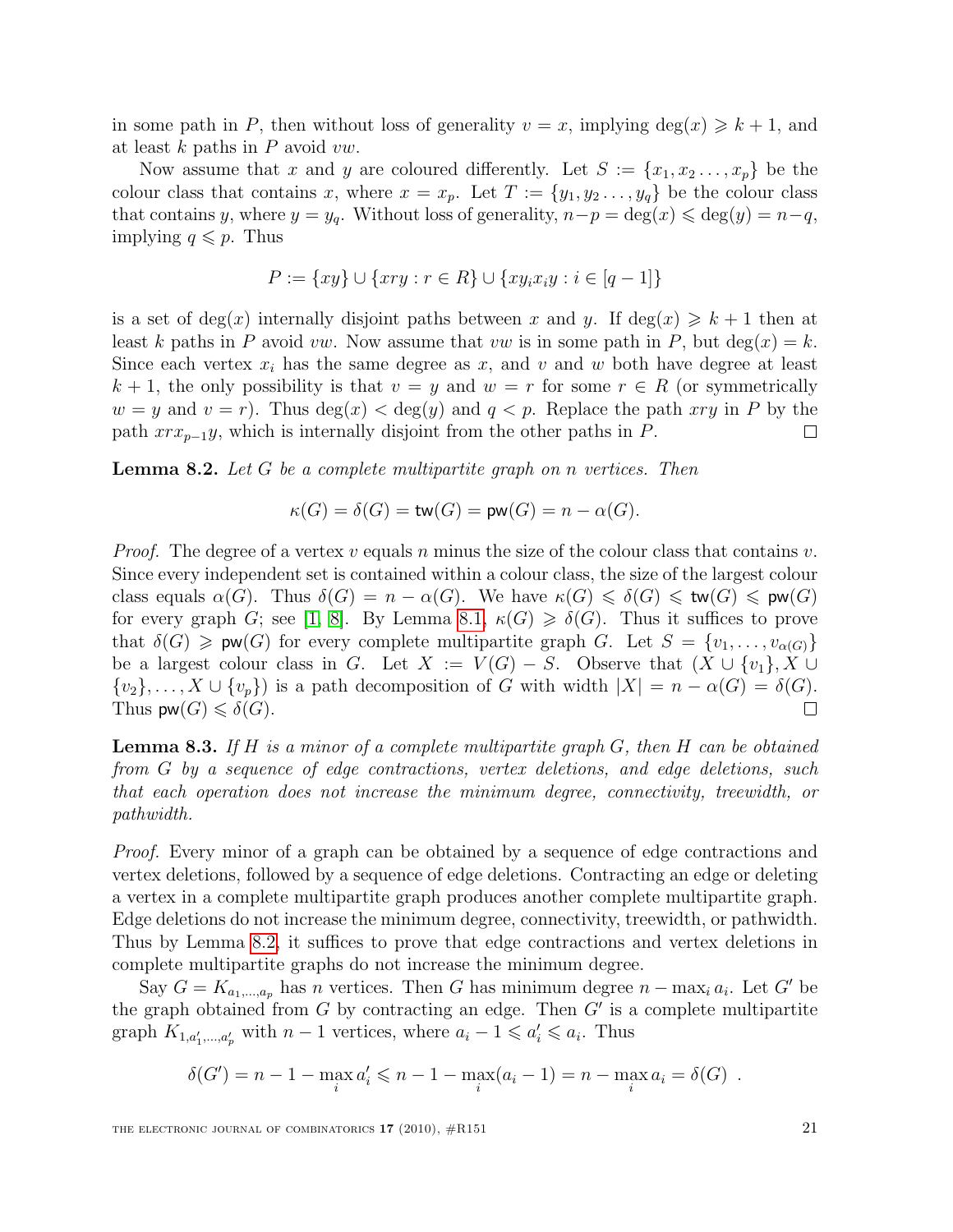in some path in $P$, then without loss of generality $v = x$, implying $\deg(x) \geqslant k+1$, and at least $k$ paths in $P$ avoid $vw$.

Now assume that $x$ and $y$ are coloured differently. Let $S := \{x_1, x_2 \dots, x_p\}$ be the colour class that contains $x$, where $x = x_p$. Let $T := \{y_1, y_2 \dots, y_q\}$ be the colour class that contains $y$, where $y = y_q$. Without loss of generality, $n-p = \deg(x) \leqslant \deg(y) = n-q$, implying $q \leqslant p$. Thus

$$P := \{xy\} \cup \{xry : r \in R\} \cup \{xy_i x_i y : i \in [q-1]\}$$

is a set of $\deg(x)$ internally disjoint paths between $x$ and $y$. If $\deg(x) \geqslant k+1$ then at least $k$ paths in $P$ avoid $vw$. Now assume that $vw$ is in some path in $P$, but $\deg(x) = k$. Since each vertex $x_i$ has the same degree as $x$, and $v$ and $w$ both have degree at least $k+1$, the only possibility is that $v = y$ and $w = r$ for some $r \in R$ (or symmetrically $w = y$ and $v = r$). Thus $\deg(x) < \deg(y)$ and $q < p$. Replace the path $xry$ in $P$ by the path $xrx_{p-1}y$, which is internally disjoint from the other paths in $P$. $\square$

**Lemma 8.2.** *Let $G$ be a complete multipartite graph on $n$ vertices. Then*

$$\kappa(G) = \delta(G) = \mathsf{tw}(G) = \mathsf{pw}(G) = n - \alpha(G).$$

*Proof.* The degree of a vertex $v$ equals $n$ minus the size of the colour class that contains $v$. Since every independent set is contained within a colour class, the size of the largest colour class equals $\alpha(G)$. Thus $\delta(G) = n - \alpha(G)$. We have $\kappa(G) \leqslant \delta(G) \leqslant \mathsf{tw}(G) \leqslant \mathsf{pw}(G)$ for every graph $G$; see [1, 8]. By Lemma 8.1, $\kappa(G) \geqslant \delta(G)$. Thus it suffices to prove that $\delta(G) \geqslant \mathsf{pw}(G)$ for every complete multipartite graph $G$. Let $S = \{v_1, \dots, v_{\alpha(G)}\}$ be a largest colour class in $G$. Let $X := V(G) - S$. Observe that $(X \cup \{v_1\}, X \cup \{v_2\}, \dots, X \cup \{v_p\})$ is a path decomposition of $G$ with width $|X| = n - \alpha(G) = \delta(G)$. Thus $\mathsf{pw}(G) \leqslant \delta(G)$. $\square$

**Lemma 8.3.** *If $H$ is a minor of a complete multipartite graph $G$, then $H$ can be obtained from $G$ by a sequence of edge contractions, vertex deletions, and edge deletions, such that each operation does not increase the minimum degree, connectivity, treewidth, or pathwidth.*

*Proof.* Every minor of a graph can be obtained by a sequence of edge contractions and vertex deletions, followed by a sequence of edge deletions. Contracting an edge or deleting a vertex in a complete multipartite graph produces another complete multipartite graph. Edge deletions do not increase the minimum degree, connectivity, treewidth, or pathwidth. Thus by Lemma 8.2, it suffices to prove that edge contractions and vertex deletions in complete multipartite graphs do not increase the minimum degree.

Say $G = K_{a_1,\dots,a_p}$ has $n$ vertices. Then $G$ has minimum degree $n - \max_i a_i$. Let $G'$ be the graph obtained from $G$ by contracting an edge. Then $G'$ is a complete multipartite graph $K_{1,a'_1,\dots,a'_p}$ with $n-1$ vertices, where $a_i - 1 \leqslant a'_i \leqslant a_i$. Thus

$$\delta(G') = n - 1 - \max_i a'_i \leqslant n - 1 - \max_i (a_i - 1) = n - \max_i a_i = \delta(G) \enspace .$$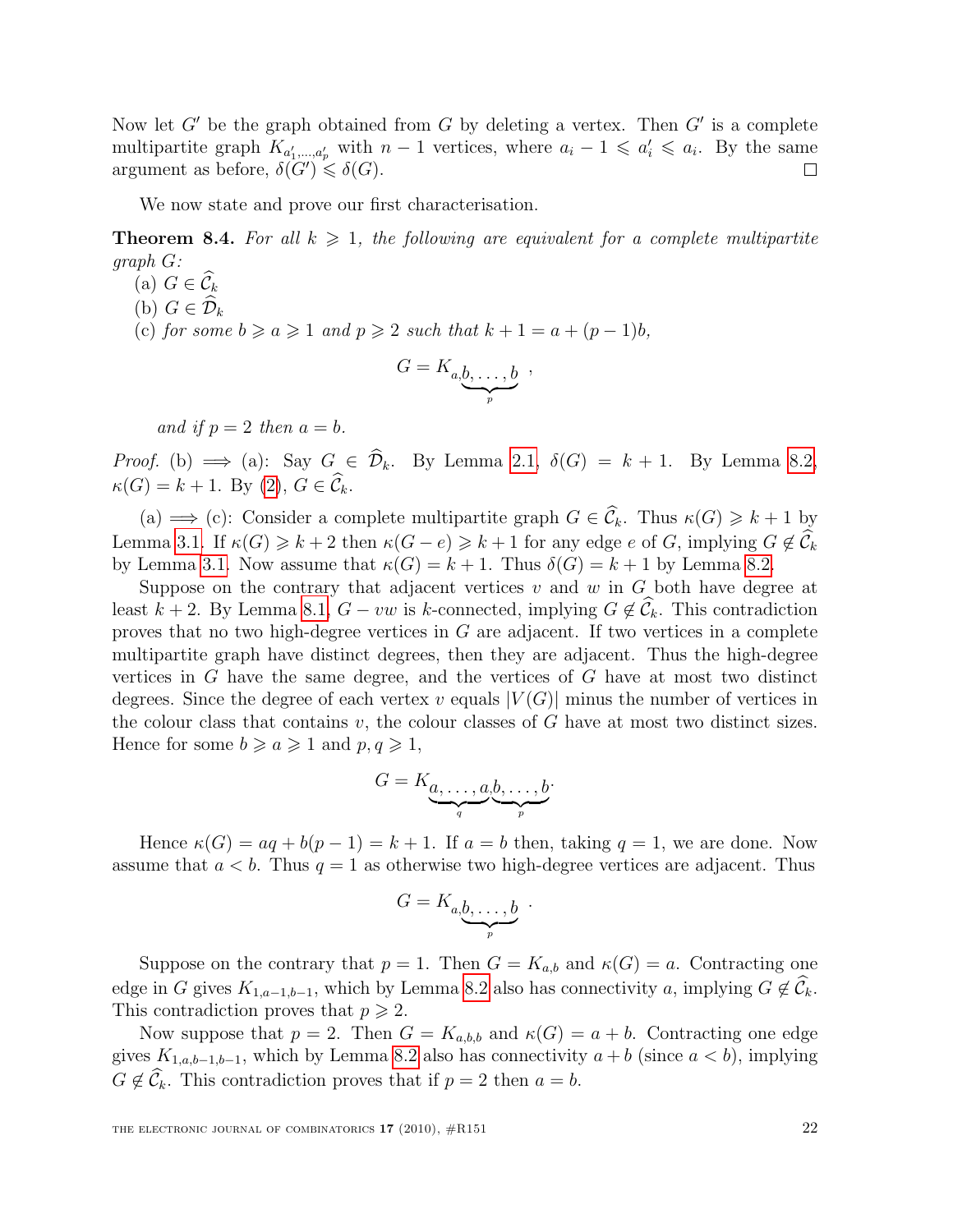Now let $G'$ be the graph obtained from $G$ by deleting a vertex. Then $G'$ is a complete multipartite graph $K_{a'_1,\dots,a'_p}$ with $n-1$ vertices, where $a_i - 1 \leqslant a'_i \leqslant a_i$. By the same argument as before, $\delta(G') \leqslant \delta(G)$. □

We now state and prove our first characterisation.

**Theorem 8.4.** *For all $k \geqslant 1$, the following are equivalent for a complete multipartite graph $G$:*

(a) $G \in \widehat{\mathcal{C}}_k$

(b) $G \in \widehat{\mathcal{D}}_k$

(c) *for some $b \geqslant a \geqslant 1$ and $p \geqslant 2$ such that $k+1 = a + (p-1)b$,*

$$G = K_{a,\underbrace{b,\dots,b}_{p}} ,$$

*and if $p = 2$ then $a = b$.*

*Proof.* (b) $\Longrightarrow$ (a): Say $G \in \widehat{\mathcal{D}}_k$. By Lemma 2.1, $\delta(G) = k+1$. By Lemma 8.2, $\kappa(G) = k+1$. By (2), $G \in \widehat{\mathcal{C}}_k$.

(a) $\Longrightarrow$ (c): Consider a complete multipartite graph $G \in \widehat{\mathcal{C}}_k$. Thus $\kappa(G) \geqslant k+1$ by Lemma 3.1. If $\kappa(G) \geqslant k+2$ then $\kappa(G-e) \geqslant k+1$ for any edge $e$ of $G$, implying $G \notin \widehat{\mathcal{C}}_k$ by Lemma 3.1. Now assume that $\kappa(G) = k+1$. Thus $\delta(G) = k+1$ by Lemma 8.2.

Suppose on the contrary that adjacent vertices $v$ and $w$ in $G$ both have degree at least $k+2$. By Lemma 8.1, $G - vw$ is $k$-connected, implying $G \notin \widehat{\mathcal{C}}_k$. This contradiction proves that no two high-degree vertices in $G$ are adjacent. If two vertices in a complete multipartite graph have distinct degrees, then they are adjacent. Thus the high-degree vertices in $G$ have the same degree, and the vertices of $G$ have at most two distinct degrees. Since the degree of each vertex $v$ equals $|V(G)|$ minus the number of vertices in the colour class that contains $v$, the colour classes of $G$ have at most two distinct sizes. Hence for some $b \geqslant a \geqslant 1$ and $p, q \geqslant 1$,

$$G = K_{\underbrace{a,\dots,a}_{q},\underbrace{b,\dots,b}_{p}}.$$

Hence $\kappa(G) = aq + b(p-1) = k+1$. If $a = b$ then, taking $q = 1$, we are done. Now assume that $a < b$. Thus $q = 1$ as otherwise two high-degree vertices are adjacent. Thus

$$G = K_{a,\underbrace{b,\dots,b}_{p}} .$$

Suppose on the contrary that $p = 1$. Then $G = K_{a,b}$ and $\kappa(G) = a$. Contracting one edge in $G$ gives $K_{1,a-1,b-1}$, which by Lemma 8.2 also has connectivity $a$, implying $G \notin \widehat{\mathcal{C}}_k$. This contradiction proves that $p \geqslant 2$.

Now suppose that $p = 2$. Then $G = K_{a,b,b}$ and $\kappa(G) = a + b$. Contracting one edge gives $K_{1,a,b-1,b-1}$, which by Lemma 8.2 also has connectivity $a + b$ (since $a < b$), implying $G \notin \widehat{\mathcal{C}}_k$. This contradiction proves that if $p = 2$ then $a = b$.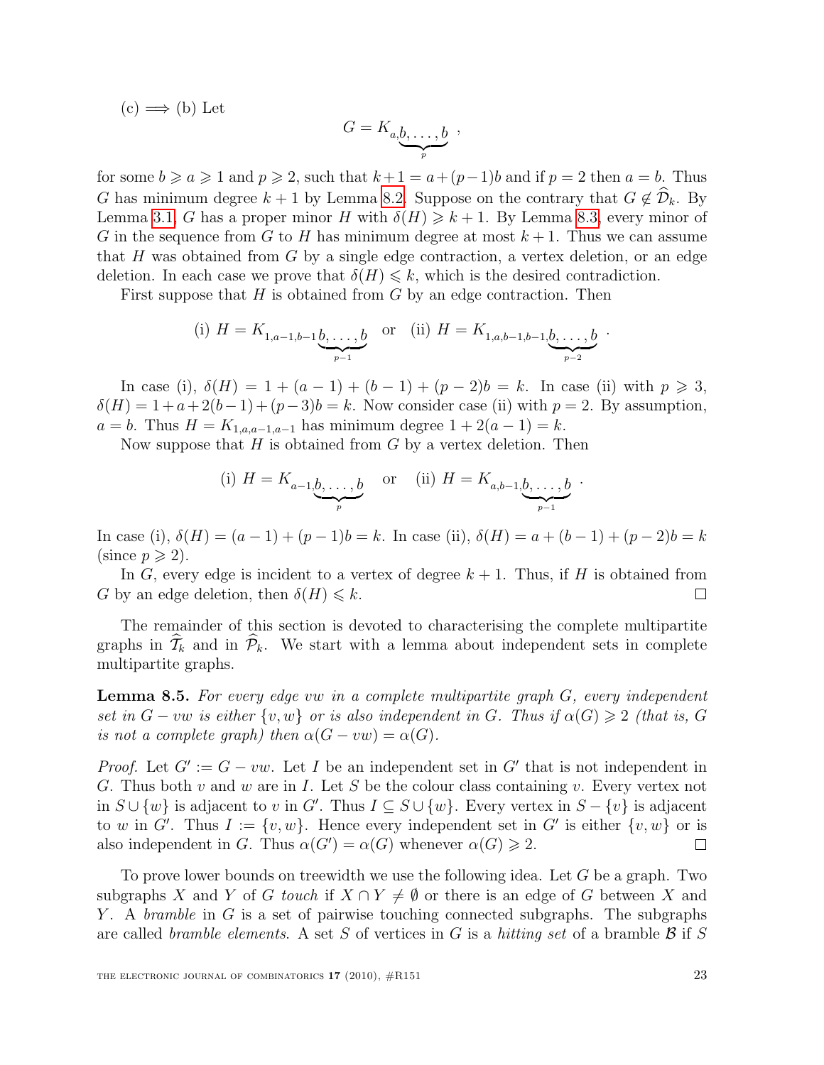(c) $\Longrightarrow$ (b) Let

$$G = K_{a,\underbrace{b,\dots,b}_{p}},$$

for some $b \geqslant a \geqslant 1$ and $p \geqslant 2$, such that $k+1 = a+(p-1)b$ and if $p=2$ then $a=b$. Thus $G$ has minimum degree $k+1$ by Lemma 8.2. Suppose on the contrary that $G \notin \widehat{\mathcal{D}}_k$. By Lemma 3.1, $G$ has a proper minor $H$ with $\delta(H) \geqslant k+1$. By Lemma 8.3, every minor of $G$ in the sequence from $G$ to $H$ has minimum degree at most $k+1$. Thus we can assume that $H$ was obtained from $G$ by a single edge contraction, a vertex deletion, or an edge deletion. In each case we prove that $\delta(H) \leqslant k$, which is the desired contradiction.

First suppose that $H$ is obtained from $G$ by an edge contraction. Then

$$\text{(i) } H = K_{1,a-1,b-1,\underbrace{b,\dots,b}_{p-1}} \quad \text{or} \quad \text{(ii) } H = K_{1,a,b-1,b-1,\underbrace{b,\dots,b}_{p-2}}.$$

In case (i), $\delta(H) = 1 + (a-1) + (b-1) + (p-2)b = k$. In case (ii) with $p \geqslant 3$, $\delta(H) = 1 + a + 2(b-1) + (p-3)b = k$. Now consider case (ii) with $p=2$. By assumption, $a=b$. Thus $H = K_{1,a,a-1,a-1}$ has minimum degree $1 + 2(a-1) = k$.

Now suppose that $H$ is obtained from $G$ by a vertex deletion. Then

$$\text{(i) } H = K_{a-1,\underbrace{b,\dots,b}_{p}} \quad \text{or} \quad \text{(ii) } H = K_{a,b-1,\underbrace{b,\dots,b}_{p-1}}.$$

In case (i), $\delta(H) = (a-1) + (p-1)b = k$. In case (ii), $\delta(H) = a + (b-1) + (p-2)b = k$ (since $p \geqslant 2$).

In $G$, every edge is incident to a vertex of degree $k+1$. Thus, if $H$ is obtained from $G$ by an edge deletion, then $\delta(H) \leqslant k$. $\square$

The remainder of this section is devoted to characterising the complete multipartite graphs in $\widehat{\mathcal{T}}_k$ and in $\widehat{\mathcal{P}}_k$. We start with a lemma about independent sets in complete multipartite graphs.

**Lemma 8.5.** *For every edge $vw$ in a complete multipartite graph $G$, every independent set in $G - vw$ is either $\{v, w\}$ or is also independent in $G$. Thus if $\alpha(G) \geqslant 2$ (that is, $G$ is not a complete graph) then $\alpha(G - vw) = \alpha(G)$.*

*Proof.* Let $G' := G - vw$. Let $I$ be an independent set in $G'$ that is not independent in $G$. Thus both $v$ and $w$ are in $I$. Let $S$ be the colour class containing $v$. Every vertex not in $S \cup \{w\}$ is adjacent to $v$ in $G'$. Thus $I \subseteq S \cup \{w\}$. Every vertex in $S - \{v\}$ is adjacent to $w$ in $G'$. Thus $I := \{v, w\}$. Hence every independent set in $G'$ is either $\{v, w\}$ or is also independent in $G$. Thus $\alpha(G') = \alpha(G)$ whenever $\alpha(G) \geqslant 2$. $\square$

To prove lower bounds on treewidth we use the following idea. Let $G$ be a graph. Two subgraphs $X$ and $Y$ of $G$ *touch* if $X \cap Y \neq \emptyset$ or there is an edge of $G$ between $X$ and $Y$. A *bramble* in $G$ is a set of pairwise touching connected subgraphs. The subgraphs are called *bramble elements*. A set $S$ of vertices in $G$ is a *hitting set* of a bramble $\mathcal{B}$ if $S$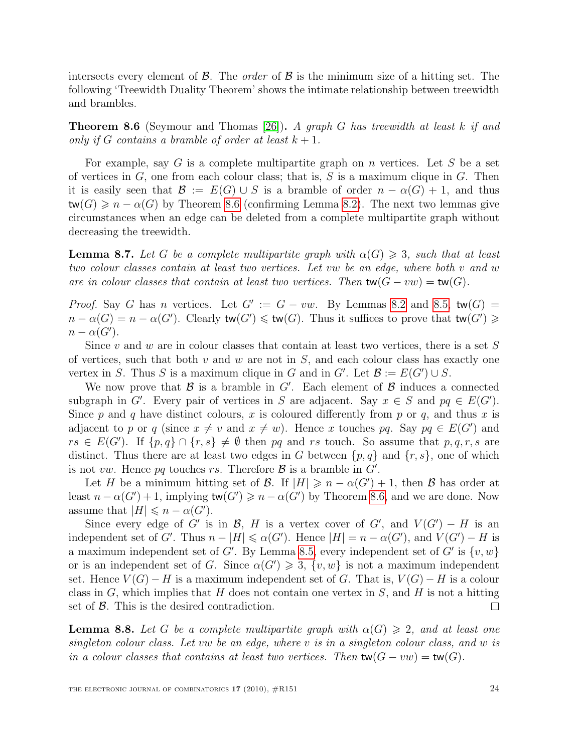intersects every element of $\mathcal{B}$. The *order* of $\mathcal{B}$ is the minimum size of a hitting set. The following 'Treewidth Duality Theorem' shows the intimate relationship between treewidth and brambles.

**Theorem 8.6** (Seymour and Thomas [26]). *A graph $G$ has treewidth at least $k$ if and only if $G$ contains a bramble of order at least $k + 1$.*

For example, say $G$ is a complete multipartite graph on $n$ vertices. Let $S$ be a set of vertices in $G$, one from each colour class; that is, $S$ is a maximum clique in $G$. Then it is easily seen that $\mathcal{B} := E(G) \cup S$ is a bramble of order $n - \alpha(G) + 1$, and thus $\mathsf{tw}(G) \geqslant n - \alpha(G)$ by Theorem 8.6 (confirming Lemma 8.2). The next two lemmas give circumstances when an edge can be deleted from a complete multipartite graph without decreasing the treewidth.

**Lemma 8.7.** *Let $G$ be a complete multipartite graph with $\alpha(G) \geqslant 3$, such that at least two colour classes contain at least two vertices. Let $vw$ be an edge, where both $v$ and $w$ are in colour classes that contain at least two vertices. Then $\mathsf{tw}(G - vw) = \mathsf{tw}(G)$.*

*Proof.* Say $G$ has $n$ vertices. Let $G' := G - vw$. By Lemmas 8.2 and 8.5, $\mathsf{tw}(G) = n - \alpha(G) = n - \alpha(G')$. Clearly $\mathsf{tw}(G') \leqslant \mathsf{tw}(G)$. Thus it suffices to prove that $\mathsf{tw}(G') \geqslant n - \alpha(G')$.

Since $v$ and $w$ are in colour classes that contain at least two vertices, there is a set $S$ of vertices, such that both $v$ and $w$ are not in $S$, and each colour class has exactly one vertex in $S$. Thus $S$ is a maximum clique in $G$ and in $G'$. Let $\mathcal{B} := E(G') \cup S$.

We now prove that $\mathcal{B}$ is a bramble in $G'$. Each element of $\mathcal{B}$ induces a connected subgraph in $G'$. Every pair of vertices in $S$ are adjacent. Say $x \in S$ and $pq \in E(G')$. Since $p$ and $q$ have distinct colours, $x$ is coloured differently from $p$ or $q$, and thus $x$ is adjacent to $p$ or $q$ (since $x \neq v$ and $x \neq w$). Hence $x$ touches $pq$. Say $pq \in E(G')$ and $rs \in E(G')$. If $\{p, q\} \cap \{r, s\} \neq \emptyset$ then $pq$ and $rs$ touch. So assume that $p, q, r, s$ are distinct. Thus there are at least two edges in $G$ between $\{p, q\}$ and $\{r, s\}$, one of which is not $vw$. Hence $pq$ touches $rs$. Therefore $\mathcal{B}$ is a bramble in $G'$.

Let $H$ be a minimum hitting set of $\mathcal{B}$. If $|H| \geqslant n - \alpha(G') + 1$, then $\mathcal{B}$ has order at least $n - \alpha(G') + 1$, implying $\mathsf{tw}(G') \geqslant n - \alpha(G')$ by Theorem 8.6, and we are done. Now assume that $|H| \leqslant n - \alpha(G')$.

Since every edge of $G'$ is in $\mathcal{B}$, $H$ is a vertex cover of $G'$, and $V(G') - H$ is an independent set of $G'$. Thus $n - |H| \leqslant \alpha(G')$. Hence $|H| = n - \alpha(G')$, and $V(G') - H$ is a maximum independent set of $G'$. By Lemma 8.5, every independent set of $G'$ is $\{v, w\}$ or is an independent set of $G$. Since $\alpha(G') \geqslant 3$, $\{v, w\}$ is not a maximum independent set. Hence $V(G) - H$ is a maximum independent set of $G$. That is, $V(G) - H$ is a colour class in $G$, which implies that $H$ does not contain one vertex in $S$, and $H$ is not a hitting set of $\mathcal{B}$. This is the desired contradiction. $\square$

**Lemma 8.8.** *Let $G$ be a complete multipartite graph with $\alpha(G) \geqslant 2$, and at least one singleton colour class. Let $vw$ be an edge, where $v$ is in a singleton colour class, and $w$ is in a colour classes that contains at least two vertices. Then $\mathsf{tw}(G - vw) = \mathsf{tw}(G)$.*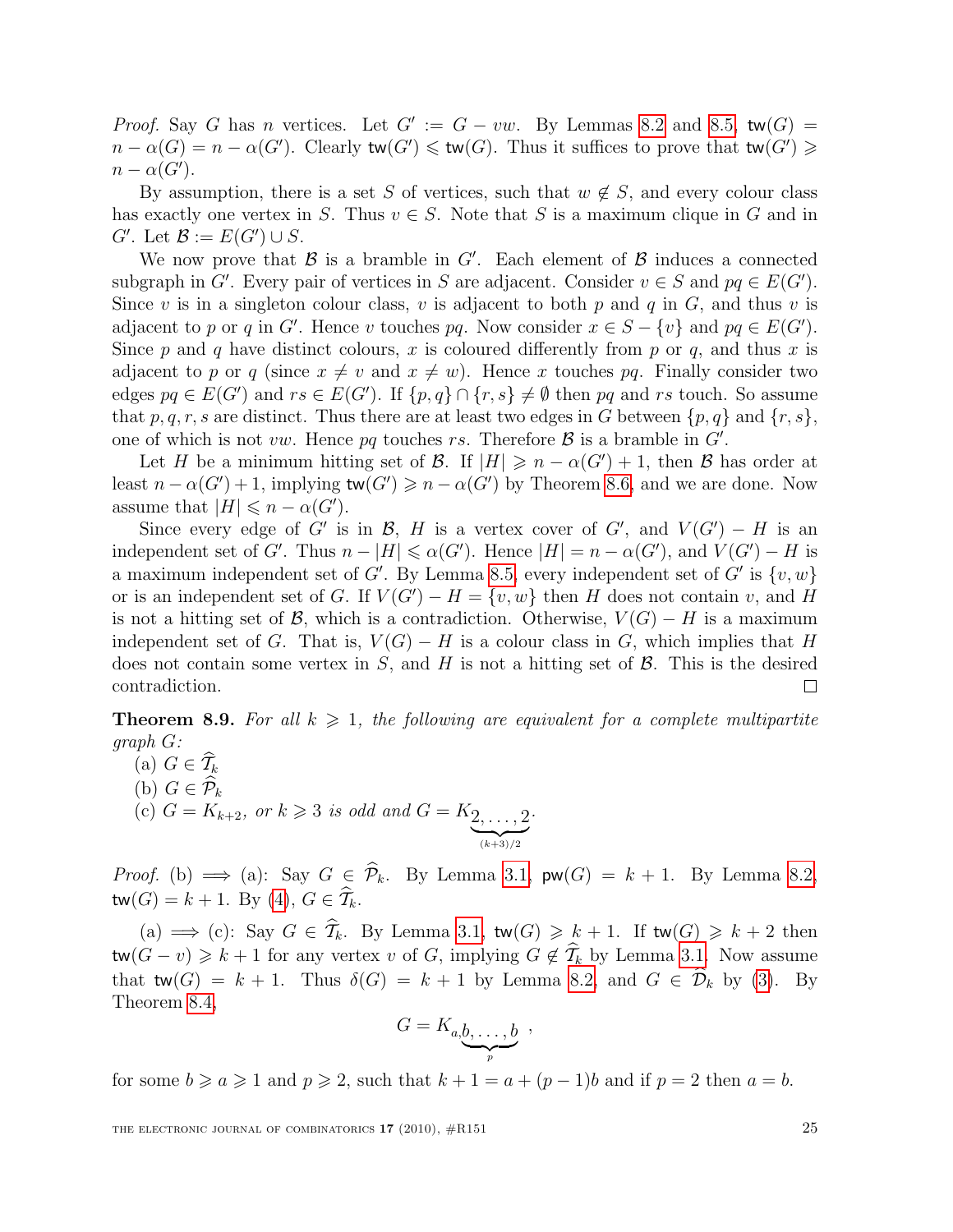*Proof.* Say $G$ has $n$ vertices. Let $G' := G - vw$. By Lemmas 8.2 and 8.5, $\mathsf{tw}(G) = n - \alpha(G) = n - \alpha(G')$. Clearly $\mathsf{tw}(G') \leqslant \mathsf{tw}(G)$. Thus it suffices to prove that $\mathsf{tw}(G') \geqslant n - \alpha(G')$.

By assumption, there is a set $S$ of vertices, such that $w \notin S$, and every colour class has exactly one vertex in $S$. Thus $v \in S$. Note that $S$ is a maximum clique in $G$ and in $G'$. Let $\mathcal{B} := E(G') \cup S$.

We now prove that $\mathcal{B}$ is a bramble in $G'$. Each element of $\mathcal{B}$ induces a connected subgraph in $G'$. Every pair of vertices in $S$ are adjacent. Consider $v \in S$ and $pq \in E(G')$. Since $v$ is in a singleton colour class, $v$ is adjacent to both $p$ and $q$ in $G$, and thus $v$ is adjacent to $p$ or $q$ in $G'$. Hence $v$ touches $pq$. Now consider $x \in S - \{v\}$ and $pq \in E(G')$. Since $p$ and $q$ have distinct colours, $x$ is coloured differently from $p$ or $q$, and thus $x$ is adjacent to $p$ or $q$ (since $x \neq v$ and $x \neq w$). Hence $x$ touches $pq$. Finally consider two edges $pq \in E(G')$ and $rs \in E(G')$. If $\{p, q\} \cap \{r, s\} \neq \emptyset$ then $pq$ and $rs$ touch. So assume that $p, q, r, s$ are distinct. Thus there are at least two edges in $G$ between $\{p, q\}$ and $\{r, s\}$, one of which is not $vw$. Hence $pq$ touches $rs$. Therefore $\mathcal{B}$ is a bramble in $G'$.

Let $H$ be a minimum hitting set of $\mathcal{B}$. If $|H| \geqslant n - \alpha(G') + 1$, then $\mathcal{B}$ has order at least $n - \alpha(G') + 1$, implying $\mathsf{tw}(G') \geqslant n - \alpha(G')$ by Theorem 8.6, and we are done. Now assume that $|H| \leqslant n - \alpha(G')$.

Since every edge of $G'$ is in $\mathcal{B}$, $H$ is a vertex cover of $G'$, and $V(G') - H$ is an independent set of $G'$. Thus $n - |H| \leqslant \alpha(G')$. Hence $|H| = n - \alpha(G')$, and $V(G') - H$ is a maximum independent set of $G'$. By Lemma 8.5, every independent set of $G'$ is $\{v, w\}$ or is an independent set of $G$. If $V(G') - H = \{v, w\}$ then $H$ does not contain $v$, and $H$ is not a hitting set of $\mathcal{B}$, which is a contradiction. Otherwise, $V(G) - H$ is a maximum independent set of $G$. That is, $V(G) - H$ is a colour class in $G$, which implies that $H$ does not contain some vertex in $S$, and $H$ is not a hitting set of $\mathcal{B}$. This is the desired contradiction. □

**Theorem 8.9.** *For all $k \geqslant 1$, the following are equivalent for a complete multipartite graph $G$:*

(a) $G \in \widehat{\mathcal{T}}_k$

(b) $G \in \widehat{\mathcal{P}}_k$

(c) $G = K_{k+2}$*, or $k \geqslant 3$ is odd and* $G = K_{\underbrace{2,\dots,2}_{(k+3)/2}}$.

*Proof.* (b) $\Longrightarrow$ (a): Say $G \in \widehat{\mathcal{P}}_k$. By Lemma 3.1, $\mathsf{pw}(G) = k + 1$. By Lemma 8.2, $\mathsf{tw}(G) = k + 1$. By (4), $G \in \widehat{\mathcal{T}}_k$.

(a) $\Longrightarrow$ (c): Say $G \in \widehat{\mathcal{T}}_k$. By Lemma 3.1, $\mathsf{tw}(G) \geqslant k + 1$. If $\mathsf{tw}(G) \geqslant k + 2$ then $\mathsf{tw}(G - v) \geqslant k + 1$ for any vertex $v$ of $G$, implying $G \notin \widehat{\mathcal{T}}_k$ by Lemma 3.1. Now assume that $\mathsf{tw}(G) = k + 1$. Thus $\delta(G) = k + 1$ by Lemma 8.2, and $G \in \widehat{\mathcal{D}}_k$ by (3). By Theorem 8.4,

$$G = K_{a,\underbrace{b,\dots,b}_{p}},$$

for some $b \geqslant a \geqslant 1$ and $p \geqslant 2$, such that $k + 1 = a + (p - 1)b$ and if $p = 2$ then $a = b$.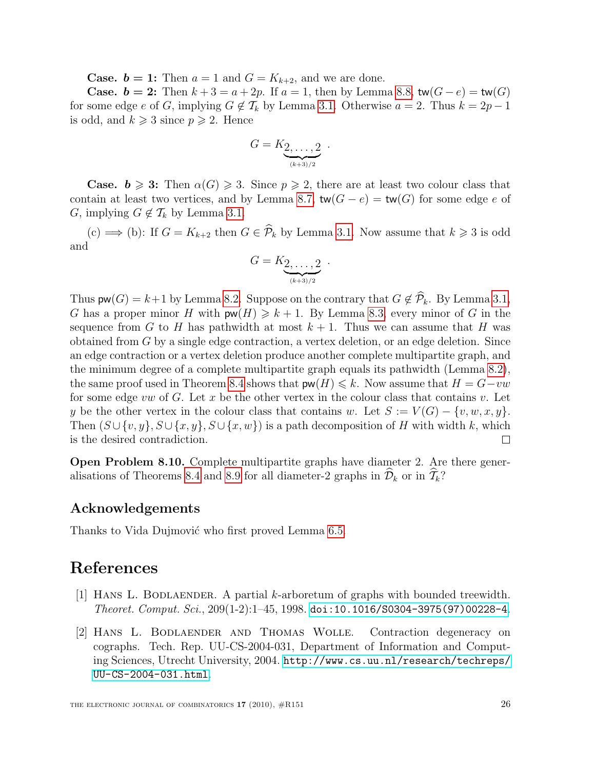**Case. $b = 1$:** Then $a = 1$ and $G = K_{k+2}$, and we are done.

**Case. $b = 2$:** Then $k + 3 = a + 2p$. If $a = 1$, then by Lemma 8.8, $\mathsf{tw}(G - e) = \mathsf{tw}(G)$ for some edge $e$ of $G$, implying $G \notin \mathcal{T}_k$ by Lemma 3.1. Otherwise $a = 2$. Thus $k = 2p - 1$ is odd, and $k \geqslant 3$ since $p \geqslant 2$. Hence

$$G = K_{\underbrace{2,\dots,2}_{(k+3)/2}} .$$

**Case. $b \geqslant 3$:** Then $\alpha(G) \geqslant 3$. Since $p \geqslant 2$, there are at least two colour class that contain at least two vertices, and by Lemma 8.7, $\mathsf{tw}(G - e) = \mathsf{tw}(G)$ for some edge $e$ of $G$, implying $G \notin \mathcal{T}_k$ by Lemma 3.1.

(c) $\Longrightarrow$ (b): If $G = K_{k+2}$ then $G \in \widehat{\mathcal{P}}_k$ by Lemma 3.1. Now assume that $k \geqslant 3$ is odd and

$$G = K_{\underbrace{2,\dots,2}_{(k+3)/2}} .$$

Thus $\mathsf{pw}(G) = k+1$ by Lemma 8.2. Suppose on the contrary that $G \notin \widehat{\mathcal{P}}_k$. By Lemma 3.1, $G$ has a proper minor $H$ with $\mathsf{pw}(H) \geqslant k + 1$. By Lemma 8.3, every minor of $G$ in the sequence from $G$ to $H$ has pathwidth at most $k + 1$. Thus we can assume that $H$ was obtained from $G$ by a single edge contraction, a vertex deletion, or an edge deletion. Since an edge contraction or a vertex deletion produce another complete multipartite graph, and the minimum degree of a complete multipartite graph equals its pathwidth (Lemma 8.2), the same proof used in Theorem 8.4 shows that $\mathsf{pw}(H) \leqslant k$. Now assume that $H = G - vw$ for some edge $vw$ of $G$. Let $x$ be the other vertex in the colour class that contains $v$. Let $y$ be the other vertex in the colour class that contains $w$. Let $S := V(G) - \{v, w, x, y\}$. Then $(S \cup \{v, y\}, S \cup \{x, y\}, S \cup \{x, w\})$ is a path decomposition of $H$ with width $k$, which is the desired contradiction. □

**Open Problem 8.10.** Complete multipartite graphs have diameter 2. Are there generalisations of Theorems 8.4 and 8.9 for all diameter-2 graphs in $\widehat{\mathcal{D}}_k$ or in $\widehat{\mathcal{T}}_k$?

## Acknowledgements

Thanks to Vida Dujmović who first proved Lemma 6.5.

# References

[1] Hans L. Bodlaender. A partial $k$-arboretum of graphs with bounded treewidth. *Theoret. Comput. Sci.*, 209(1-2):1–45, 1998. doi:10.1016/S0304-3975(97)00228-4.

[2] Hans L. Bodlaender and Thomas Wolle. Contraction degeneracy on cographs. Tech. Rep. UU-CS-2004-031, Department of Information and Computing Sciences, Utrecht University, 2004. http://www.cs.uu.nl/research/techreps/UU-CS-2004-031.html.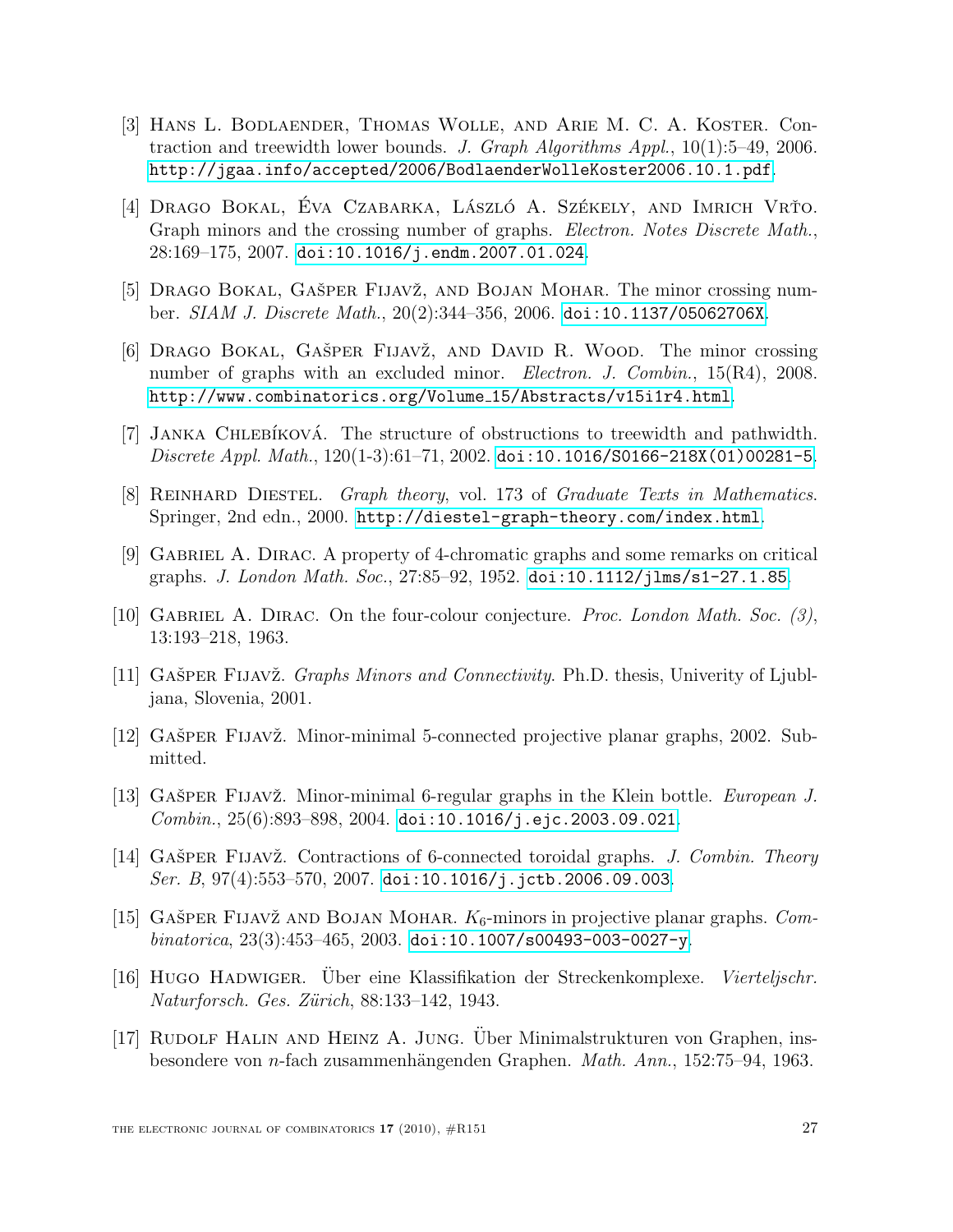[3] Hans L. Bodlaender, Thomas Wolle, and Arie M. C. A. Koster. Contraction and treewidth lower bounds. *J. Graph Algorithms Appl.*, 10(1):5–49, 2006. http://jgaa.info/accepted/2006/BodlaenderWolleKoster2006.10.1.pdf.

[4] Drago Bokal, Éva Czabarka, László A. Székely, and Imrich Vrťo. Graph minors and the crossing number of graphs. *Electron. Notes Discrete Math.*, 28:169–175, 2007. doi:10.1016/j.endm.2007.01.024.

[5] Drago Bokal, Gašper Fijavž, and Bojan Mohar. The minor crossing number. *SIAM J. Discrete Math.*, 20(2):344–356, 2006. doi:10.1137/05062706X.

[6] Drago Bokal, Gašper Fijavž, and David R. Wood. The minor crossing number of graphs with an excluded minor. *Electron. J. Combin.*, 15(R4), 2008. http://www.combinatorics.org/Volume_15/Abstracts/v15i1r4.html.

[7] Janka Chlebíková. The structure of obstructions to treewidth and pathwidth. *Discrete Appl. Math.*, 120(1-3):61–71, 2002. doi:10.1016/S0166-218X(01)00281-5.

[8] Reinhard Diestel. *Graph theory*, vol. 173 of *Graduate Texts in Mathematics*. Springer, 2nd edn., 2000. http://diestel-graph-theory.com/index.html.

[9] Gabriel A. Dirac. A property of 4-chromatic graphs and some remarks on critical graphs. *J. London Math. Soc.*, 27:85–92, 1952. doi:10.1112/jlms/s1-27.1.85.

[10] Gabriel A. Dirac. On the four-colour conjecture. *Proc. London Math. Soc. (3)*, 13:193–218, 1963.

[11] Gašper Fijavž. *Graphs Minors and Connectivity*. Ph.D. thesis, Univerity of Ljubljana, Slovenia, 2001.

[12] Gašper Fijavž. Minor-minimal 5-connected projective planar graphs, 2002. Submitted.

[13] Gašper Fijavž. Minor-minimal 6-regular graphs in the Klein bottle. *European J. Combin.*, 25(6):893–898, 2004. doi:10.1016/j.ejc.2003.09.021.

[14] Gašper Fijavž. Contractions of 6-connected toroidal graphs. *J. Combin. Theory Ser. B*, 97(4):553–570, 2007. doi:10.1016/j.jctb.2006.09.003.

[15] Gašper Fijavž and Bojan Mohar. $K_6$-minors in projective planar graphs. *Combinatorica*, 23(3):453–465, 2003. doi:10.1007/s00493-003-0027-y.

[16] Hugo Hadwiger. Über eine Klassifikation der Streckenkomplexe. *Vierteljschr. Naturforsch. Ges. Zürich*, 88:133–142, 1943.

[17] Rudolf Halin and Heinz A. Jung. Über Minimalstrukturen von Graphen, insbesondere von $n$-fach zusammenhängenden Graphen. *Math. Ann.*, 152:75–94, 1963.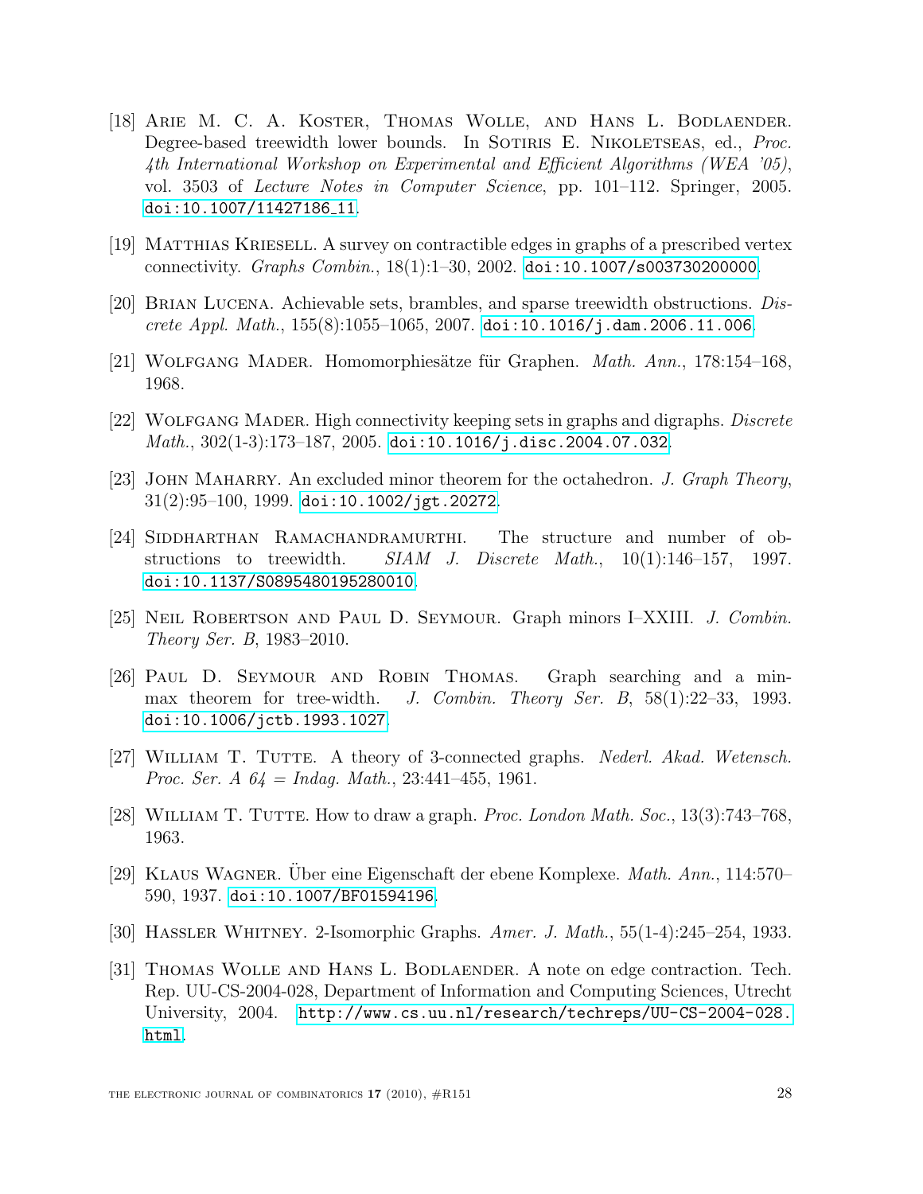[18] Arie M. C. A. Koster, Thomas Wolle, and Hans L. Bodlaender. Degree-based treewidth lower bounds. In Sotiris E. Nikoletseas, ed., *Proc. 4th International Workshop on Experimental and Efficient Algorithms (WEA '05)*, vol. 3503 of *Lecture Notes in Computer Science*, pp. 101–112. Springer, 2005. doi:10.1007/11427186_11.

[19] Matthias Kriesell. A survey on contractible edges in graphs of a prescribed vertex connectivity. *Graphs Combin.*, 18(1):1–30, 2002. doi:10.1007/s003730200000.

[20] Brian Lucena. Achievable sets, brambles, and sparse treewidth obstructions. *Discrete Appl. Math.*, 155(8):1055–1065, 2007. doi:10.1016/j.dam.2006.11.006.

[21] Wolfgang Mader. Homomorphiesätze für Graphen. *Math. Ann.*, 178:154–168, 1968.

[22] Wolfgang Mader. High connectivity keeping sets in graphs and digraphs. *Discrete Math.*, 302(1-3):173–187, 2005. doi:10.1016/j.disc.2004.07.032.

[23] John Maharry. An excluded minor theorem for the octahedron. *J. Graph Theory*, 31(2):95–100, 1999. doi:10.1002/jgt.20272.

[24] Siddharthan Ramachandramurthi. The structure and number of obstructions to treewidth. *SIAM J. Discrete Math.*, 10(1):146–157, 1997. doi:10.1137/S0895480195280010.

[25] Neil Robertson and Paul D. Seymour. Graph minors I–XXIII. *J. Combin. Theory Ser. B*, 1983–2010.

[26] Paul D. Seymour and Robin Thomas. Graph searching and a min-max theorem for tree-width. *J. Combin. Theory Ser. B*, 58(1):22–33, 1993. doi:10.1006/jctb.1993.1027.

[27] William T. Tutte. A theory of 3-connected graphs. *Nederl. Akad. Wetensch. Proc. Ser. A 64 = Indag. Math.*, 23:441–455, 1961.

[28] William T. Tutte. How to draw a graph. *Proc. London Math. Soc.*, 13(3):743–768, 1963.

[29] Klaus Wagner. Über eine Eigenschaft der ebene Komplexe. *Math. Ann.*, 114:570–590, 1937. doi:10.1007/BF01594196.

[30] Hassler Whitney. 2-Isomorphic Graphs. *Amer. J. Math.*, 55(1-4):245–254, 1933.

[31] Thomas Wolle and Hans L. Bodlaender. A note on edge contraction. Tech. Rep. UU-CS-2004-028, Department of Information and Computing Sciences, Utrecht University, 2004. http://www.cs.uu.nl/research/techreps/UU-CS-2004-028.html.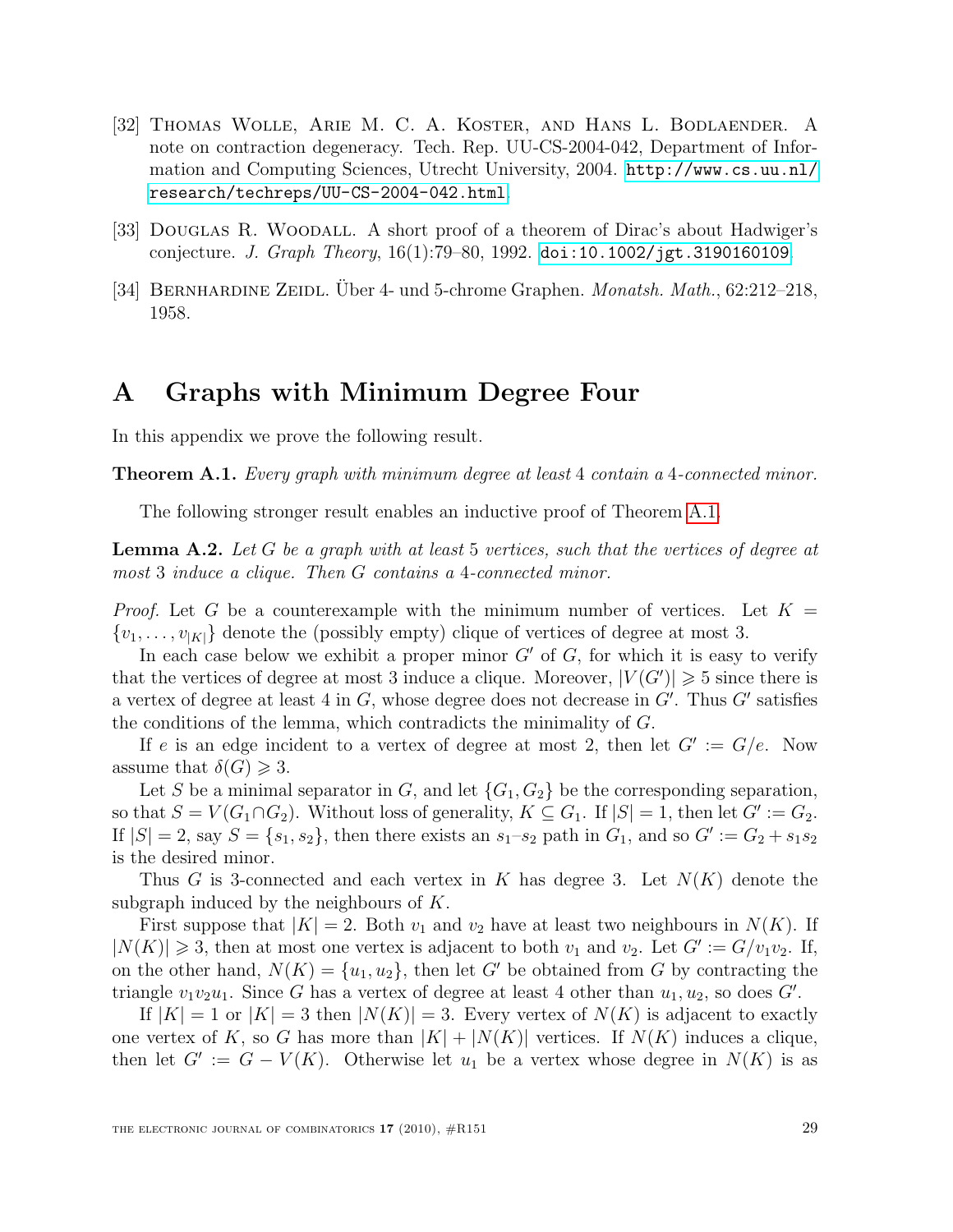[32] Thomas Wolle, Arie M. C. A. Koster, and Hans L. Bodlaender. A note on contraction degeneracy. Tech. Rep. UU-CS-2004-042, Department of Information and Computing Sciences, Utrecht University, 2004. http://www.cs.uu.nl/research/techreps/UU-CS-2004-042.html.

[33] Douglas R. Woodall. A short proof of a theorem of Dirac's about Hadwiger's conjecture. *J. Graph Theory*, 16(1):79–80, 1992. doi:10.1002/jgt.3190160109.

[34] Bernhardine Zeidl. Über 4- und 5-chrome Graphen. *Monatsh. Math.*, 62:212–218, 1958.

# A Graphs with Minimum Degree Four

In this appendix we prove the following result.

**Theorem A.1.** *Every graph with minimum degree at least* 4 *contain a* 4*-connected minor.*

The following stronger result enables an inductive proof of Theorem A.1.

**Lemma A.2.** *Let $G$ be a graph with at least* 5 *vertices, such that the vertices of degree at most* 3 *induce a clique. Then $G$ contains a* 4*-connected minor.*

*Proof.* Let $G$ be a counterexample with the minimum number of vertices. Let $K = \{v_1, \dots, v_{|K|}\}$ denote the (possibly empty) clique of vertices of degree at most 3.

In each case below we exhibit a proper minor $G'$ of $G$, for which it is easy to verify that the vertices of degree at most 3 induce a clique. Moreover, $|V(G')| \geqslant 5$ since there is a vertex of degree at least 4 in $G$, whose degree does not decrease in $G'$. Thus $G'$ satisfies the conditions of the lemma, which contradicts the minimality of $G$.

If $e$ is an edge incident to a vertex of degree at most 2, then let $G' := G/e$. Now assume that $\delta(G) \geqslant 3$.

Let $S$ be a minimal separator in $G$, and let $\{G_1, G_2\}$ be the corresponding separation, so that $S = V(G_1 \cap G_2)$. Without loss of generality, $K \subseteq G_1$. If $|S| = 1$, then let $G' := G_2$. If $|S| = 2$, say $S = \{s_1, s_2\}$, then there exists an $s_1$–$s_2$ path in $G_1$, and so $G' := G_2 + s_1s_2$ is the desired minor.

Thus $G$ is 3-connected and each vertex in $K$ has degree 3. Let $N(K)$ denote the subgraph induced by the neighbours of $K$.

First suppose that $|K| = 2$. Both $v_1$ and $v_2$ have at least two neighbours in $N(K)$. If $|N(K)| \geqslant 3$, then at most one vertex is adjacent to both $v_1$ and $v_2$. Let $G' := G/v_1v_2$. If, on the other hand, $N(K) = \{u_1, u_2\}$, then let $G'$ be obtained from $G$ by contracting the triangle $v_1v_2u_1$. Since $G$ has a vertex of degree at least 4 other than $u_1, u_2$, so does $G'$.

If $|K| = 1$ or $|K| = 3$ then $|N(K)| = 3$. Every vertex of $N(K)$ is adjacent to exactly one vertex of $K$, so $G$ has more than $|K| + |N(K)|$ vertices. If $N(K)$ induces a clique, then let $G' := G - V(K)$. Otherwise let $u_1$ be a vertex whose degree in $N(K)$ is as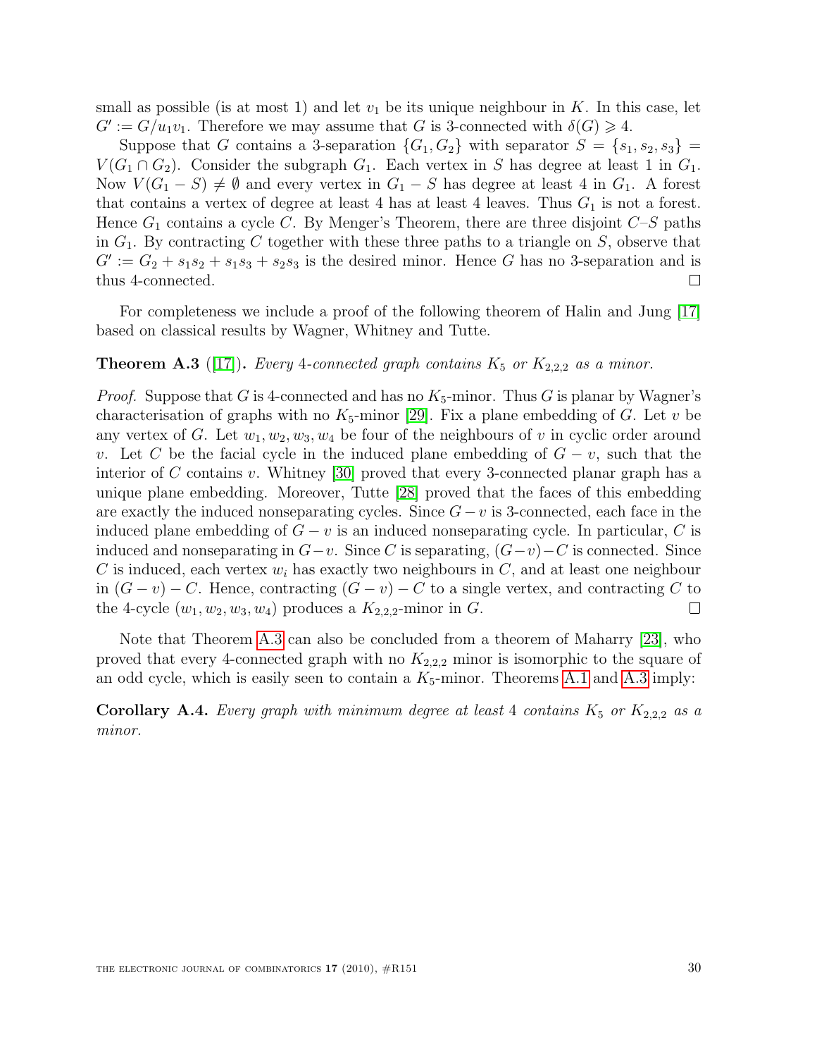small as possible (is at most 1) and let $v_1$ be its unique neighbour in $K$. In this case, let $G' := G/u_1v_1$. Therefore we may assume that $G$ is 3-connected with $\delta(G) \geqslant 4$.

Suppose that $G$ contains a 3-separation $\{G_1, G_2\}$ with separator $S = \{s_1, s_2, s_3\} = V(G_1 \cap G_2)$. Consider the subgraph $G_1$. Each vertex in $S$ has degree at least 1 in $G_1$. Now $V(G_1 - S) \neq \emptyset$ and every vertex in $G_1 - S$ has degree at least 4 in $G_1$. A forest that contains a vertex of degree at least 4 has at least 4 leaves. Thus $G_1$ is not a forest. Hence $G_1$ contains a cycle $C$. By Menger's Theorem, there are three disjoint $C$–$S$ paths in $G_1$. By contracting $C$ together with these three paths to a triangle on $S$, observe that $G' := G_2 + s_1s_2 + s_1s_3 + s_2s_3$ is the desired minor. Hence $G$ has no 3-separation and is thus 4-connected. □

For completeness we include a proof of the following theorem of Halin and Jung [17] based on classical results by Wagner, Whitney and Tutte.

**Theorem A.3** ([17])**.** *Every* 4*-connected graph contains $K_5$ or $K_{2,2,2}$ as a minor.*

*Proof.* Suppose that $G$ is 4-connected and has no $K_5$-minor. Thus $G$ is planar by Wagner's characterisation of graphs with no $K_5$-minor [29]. Fix a plane embedding of $G$. Let $v$ be any vertex of $G$. Let $w_1, w_2, w_3, w_4$ be four of the neighbours of $v$ in cyclic order around $v$. Let $C$ be the facial cycle in the induced plane embedding of $G - v$, such that the interior of $C$ contains $v$. Whitney [30] proved that every 3-connected planar graph has a unique plane embedding. Moreover, Tutte [28] proved that the faces of this embedding are exactly the induced nonseparating cycles. Since $G - v$ is 3-connected, each face in the induced plane embedding of $G - v$ is an induced nonseparating cycle. In particular, $C$ is induced and nonseparating in $G - v$. Since $C$ is separating, $(G - v) - C$ is connected. Since $C$ is induced, each vertex $w_i$ has exactly two neighbours in $C$, and at least one neighbour in $(G - v) - C$. Hence, contracting $(G - v) - C$ to a single vertex, and contracting $C$ to the 4-cycle $(w_1, w_2, w_3, w_4)$ produces a $K_{2,2,2}$-minor in $G$. □

Note that Theorem A.3 can also be concluded from a theorem of Maharry [23], who proved that every 4-connected graph with no $K_{2,2,2}$ minor is isomorphic to the square of an odd cycle, which is easily seen to contain a $K_5$-minor. Theorems A.1 and A.3 imply:

**Corollary A.4.** *Every graph with minimum degree at least* 4 *contains $K_5$ or $K_{2,2,2}$ as a minor.*